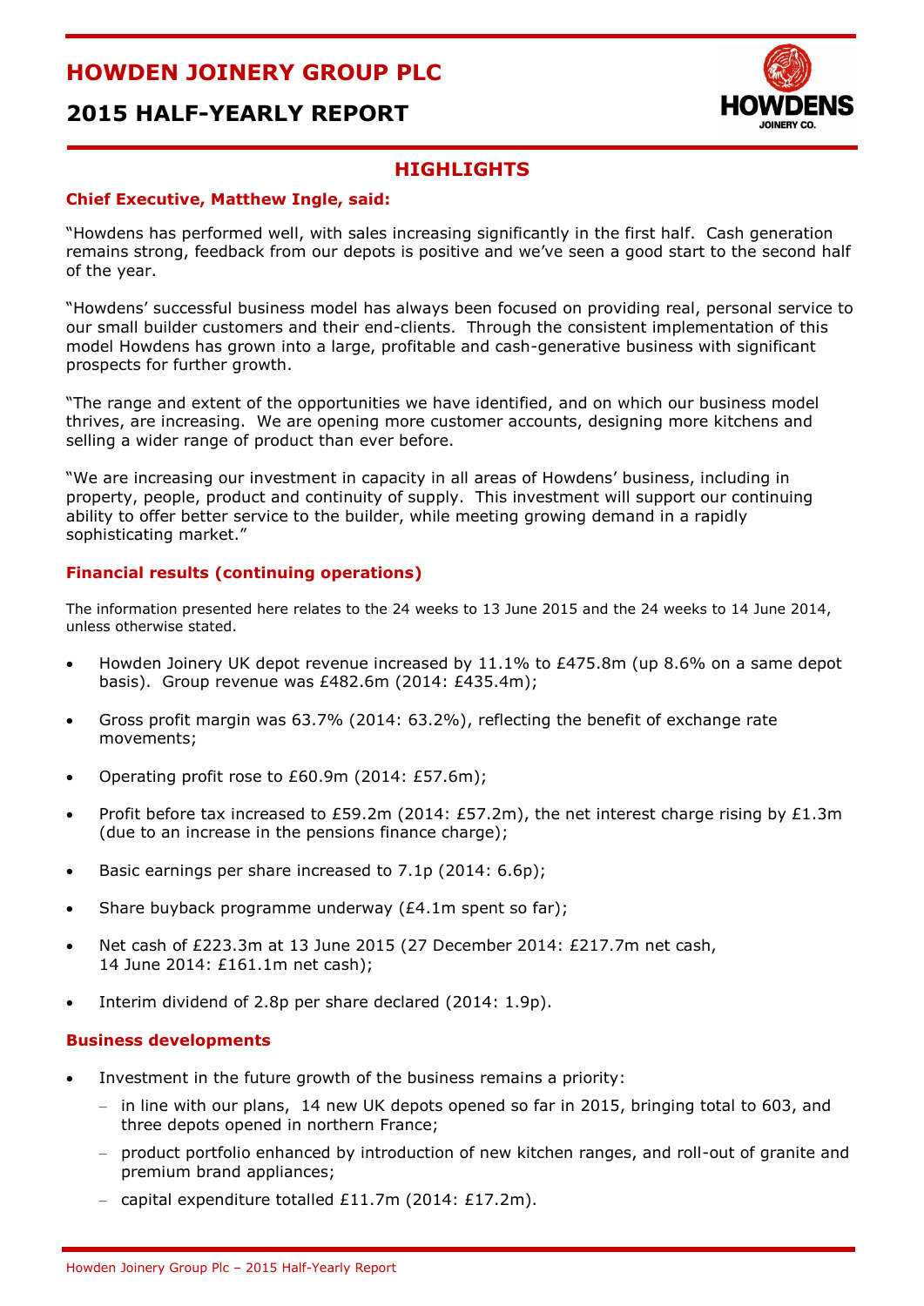# HOWDEN JOINERY GROUP PLC

## 2015 HALF-YEARLY REPORT

## HIGHLIGHTS

### Chief Executive, Matthew Ingle, said:

"Howdens has performed well, with sales increasing significantly in the first half. Cash generation remains strong, feedback from our depots is positive and we've seen a good start to the second half of the year.

"Howdens' successful business model has always been focused on providing real, personal service to our small builder customers and their end-clients. Through the consistent implementation of this model Howdens has grown into a large, profitable and cash-generative business with significant prospects for further growth.

"The range and extent of the opportunities we have identified, and on which our business model thrives, are increasing. We are opening more customer accounts, designing more kitchens and selling a wider range of product than ever before.

"We are increasing our investment in capacity in all areas of Howdens' business, including in property, people, product and continuity of supply. This investment will support our continuing ability to offer better service to the builder, while meeting growing demand in a rapidly sophisticating market."

### Financial results (continuing operations)

The information presented here relates to the 24 weeks to 13 June 2015 and the 24 weeks to 14 June 2014, unless otherwise stated.

- Howden Joinery UK depot revenue increased by 11.1% to £475.8m (up 8.6% on a same depot basis). Group revenue was £482.6m (2014: £435.4m);
- Gross profit margin was 63.7% (2014: 63.2%), reflecting the benefit of exchange rate movements;
- Operating profit rose to £60.9m (2014: £57.6m);
- Profit before tax increased to £59.2m (2014: £57.2m), the net interest charge rising by £1.3m (due to an increase in the pensions finance charge);
- Basic earnings per share increased to 7.1p (2014: 6.6p);
- Share buyback programme underway (£4.1m spent so far);
- Net cash of £223.3m at 13 June 2015 (27 December 2014: £217.7m net cash, 14 June 2014: £161.1m net cash);
- Interim dividend of 2.8p per share declared (2014: 1.9p).

### Business developments

- Investment in the future growth of the business remains a priority:
  - in line with our plans, 14 new UK depots opened so far in 2015, bringing total to 603, and three depots opened in northern France;
  - product portfolio enhanced by introduction of new kitchen ranges, and roll-out of granite and premium brand appliances;
  - capital expenditure totalled £11.7m (2014: £17.2m).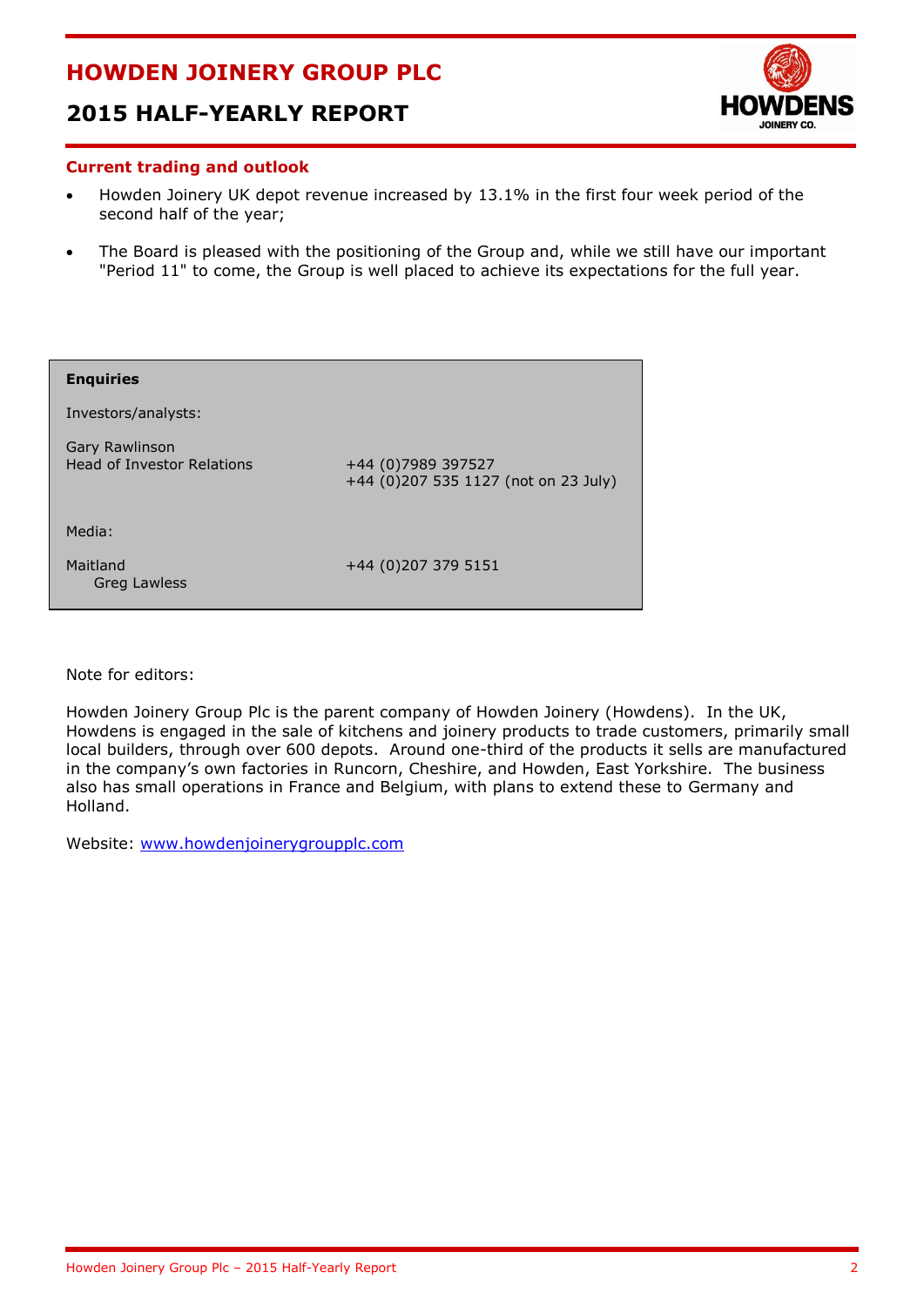## Current trading and outlook

- Howden Joinery UK depot revenue increased by 13.1% in the first four week period of the second half of the year;
- The Board is pleased with the positioning of the Group and, while we still have our important "Period 11" to come, the Group is well placed to achieve its expectations for the full year.

**Enquiries**

Investors/analysts:

| | |
|---|---|
| Gary Rawlinson<br>Head of Investor Relations | +44 (0)7989 397527<br>+44 (0)207 535 1127 (not on 23 July) |

Media:

| | |
|---|---|
| Maitland<br>Greg Lawless | +44 (0)207 379 5151 |

Note for editors:

Howden Joinery Group Plc is the parent company of Howden Joinery (Howdens). In the UK, Howdens is engaged in the sale of kitchens and joinery products to trade customers, primarily small local builders, through over 600 depots. Around one-third of the products it sells are manufactured in the company's own factories in Runcorn, Cheshire, and Howden, East Yorkshire. The business also has small operations in France and Belgium, with plans to extend these to Germany and Holland.

Website: www.howdenjoinerygroupplc.com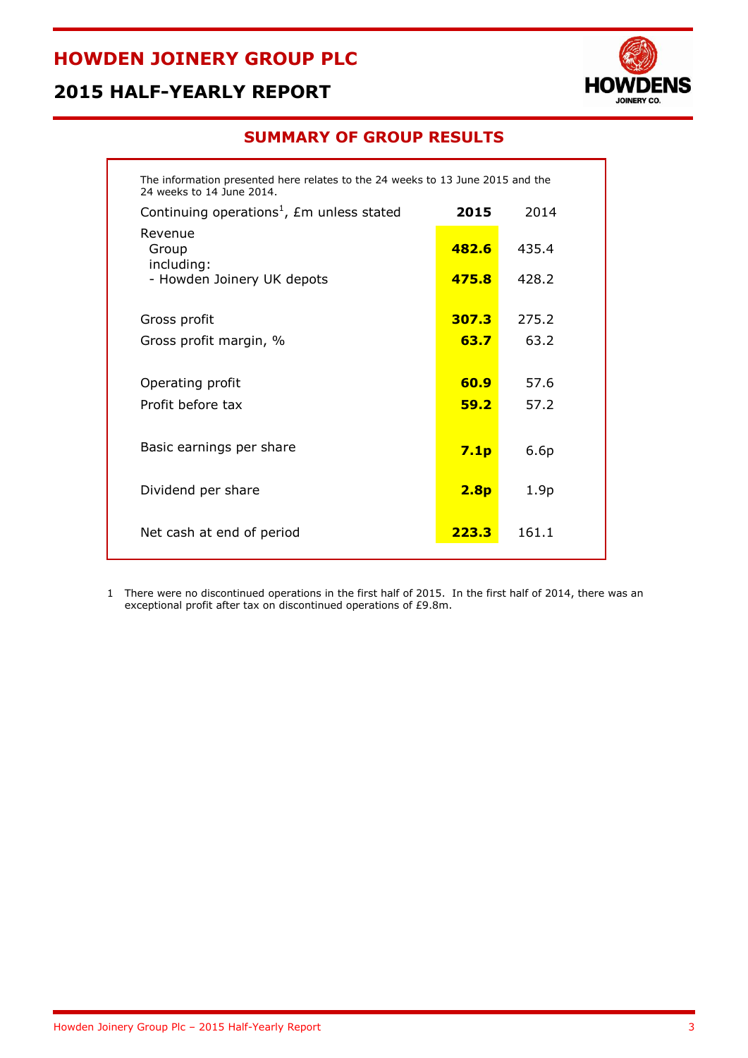# HOWDEN JOINERY GROUP PLC

## 2015 HALF-YEARLY REPORT

## SUMMARY OF GROUP RESULTS

The information presented here relates to the 24 weeks to 13 June 2015 and the 24 weeks to 14 June 2014.

| Continuing operations[1], £m unless stated | **2015** | 2014 |
|---|---|---|
| Revenue | | |
| Group | **482.6** | 435.4 |
| including: | | |
| - Howden Joinery UK depots | **475.8** | 428.2 |
| Gross profit | **307.3** | 275.2 |
| Gross profit margin, % | **63.7** | 63.2 |
| Operating profit | **60.9** | 57.6 |
| Profit before tax | **59.2** | 57.2 |
| Basic earnings per share | **7.1p** | 6.6p |
| Dividend per share | **2.8p** | 1.9p |
| Net cash at end of period | **223.3** | 161.1 |

1 There were no discontinued operations in the first half of 2015. In the first half of 2014, there was an exceptional profit after tax on discontinued operations of £9.8m.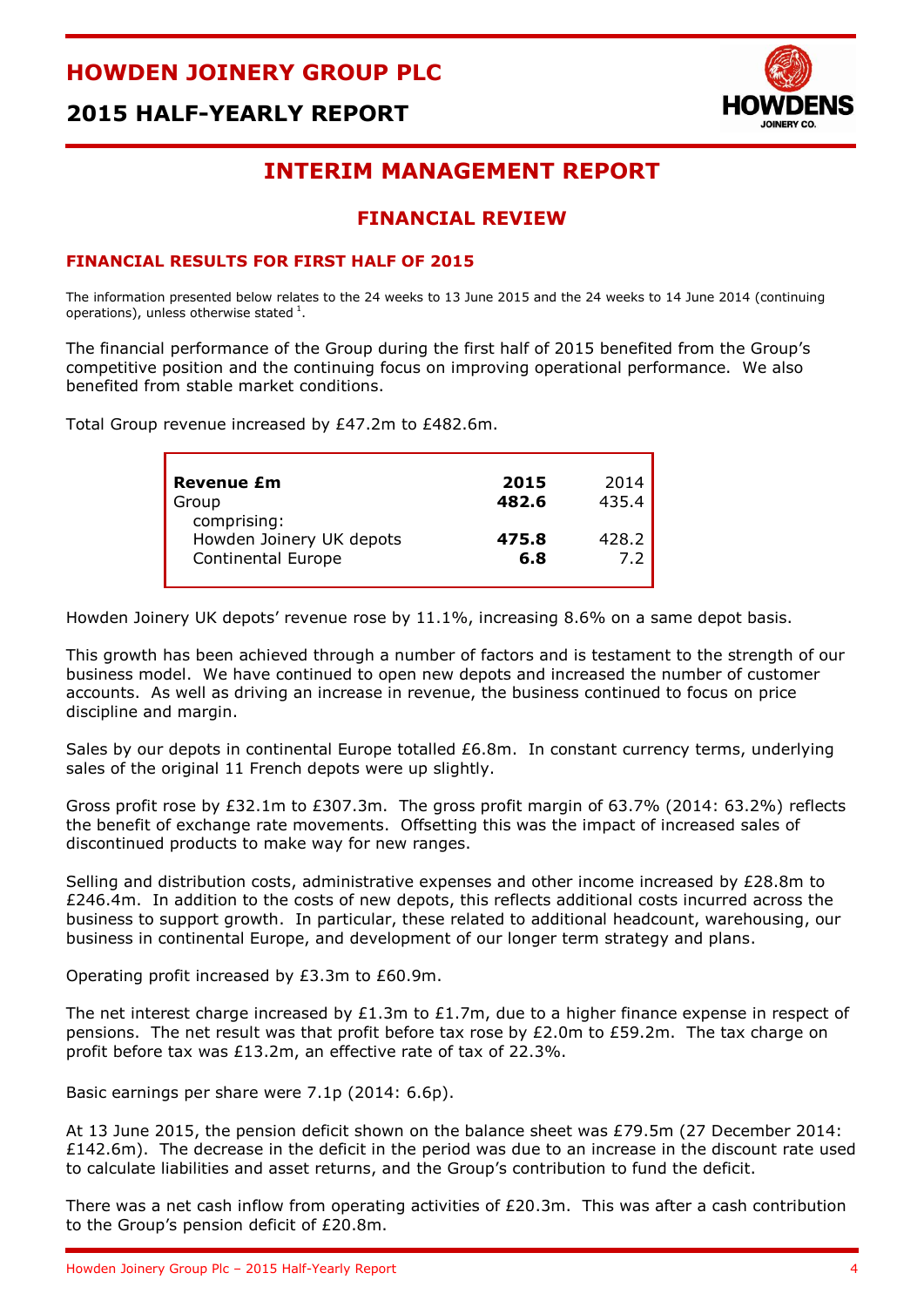# HOWDEN JOINERY GROUP PLC

## 2015 HALF-YEARLY REPORT

## INTERIM MANAGEMENT REPORT

### FINANCIAL REVIEW

#### FINANCIAL RESULTS FOR FIRST HALF OF 2015

The information presented below relates to the 24 weeks to 13 June 2015 and the 24 weeks to 14 June 2014 (continuing operations), unless otherwise stated [1].

The financial performance of the Group during the first half of 2015 benefited from the Group's competitive position and the continuing focus on improving operational performance. We also benefited from stable market conditions.

Total Group revenue increased by £47.2m to £482.6m.

| **Revenue £m** | **2015** | 2014 |
|---|---|---|
| Group | **482.6** | 435.4 |
| comprising: | | |
| Howden Joinery UK depots | **475.8** | 428.2 |
| Continental Europe | **6.8** | 7.2 |

Howden Joinery UK depots' revenue rose by 11.1%, increasing 8.6% on a same depot basis.

This growth has been achieved through a number of factors and is testament to the strength of our business model. We have continued to open new depots and increased the number of customer accounts. As well as driving an increase in revenue, the business continued to focus on price discipline and margin.

Sales by our depots in continental Europe totalled £6.8m. In constant currency terms, underlying sales of the original 11 French depots were up slightly.

Gross profit rose by £32.1m to £307.3m. The gross profit margin of 63.7% (2014: 63.2%) reflects the benefit of exchange rate movements. Offsetting this was the impact of increased sales of discontinued products to make way for new ranges.

Selling and distribution costs, administrative expenses and other income increased by £28.8m to £246.4m. In addition to the costs of new depots, this reflects additional costs incurred across the business to support growth. In particular, these related to additional headcount, warehousing, our business in continental Europe, and development of our longer term strategy and plans.

Operating profit increased by £3.3m to £60.9m.

The net interest charge increased by £1.3m to £1.7m, due to a higher finance expense in respect of pensions. The net result was that profit before tax rose by £2.0m to £59.2m. The tax charge on profit before tax was £13.2m, an effective rate of tax of 22.3%.

Basic earnings per share were 7.1p (2014: 6.6p).

At 13 June 2015, the pension deficit shown on the balance sheet was £79.5m (27 December 2014: £142.6m). The decrease in the deficit in the period was due to an increase in the discount rate used to calculate liabilities and asset returns, and the Group's contribution to fund the deficit.

There was a net cash inflow from operating activities of £20.3m. This was after a cash contribution to the Group's pension deficit of £20.8m.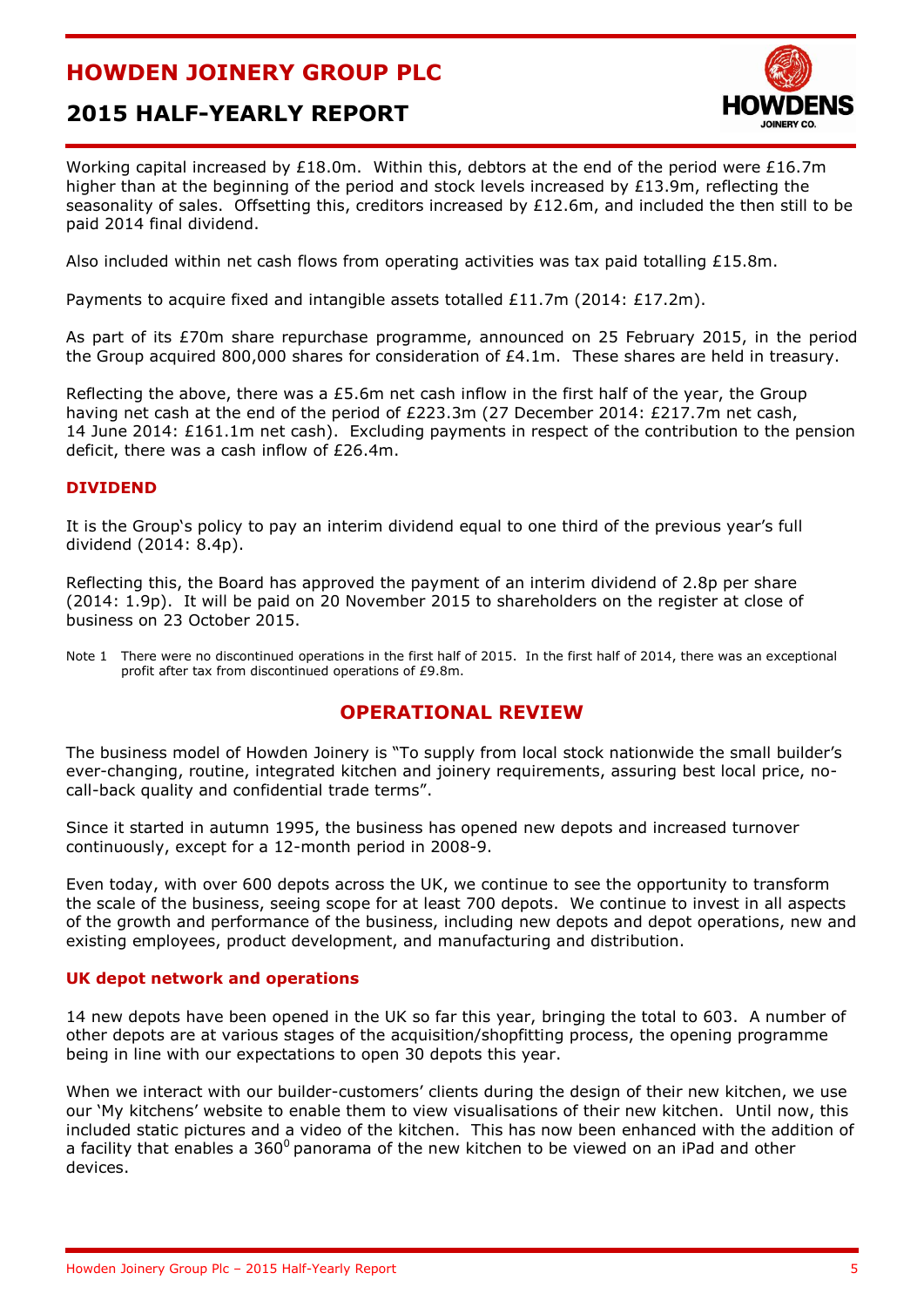Working capital increased by £18.0m. Within this, debtors at the end of the period were £16.7m higher than at the beginning of the period and stock levels increased by £13.9m, reflecting the seasonality of sales. Offsetting this, creditors increased by £12.6m, and included the then still to be paid 2014 final dividend.

Also included within net cash flows from operating activities was tax paid totalling £15.8m.

Payments to acquire fixed and intangible assets totalled £11.7m (2014: £17.2m).

As part of its £70m share repurchase programme, announced on 25 February 2015, in the period the Group acquired 800,000 shares for consideration of £4.1m. These shares are held in treasury.

Reflecting the above, there was a £5.6m net cash inflow in the first half of the year, the Group having net cash at the end of the period of £223.3m (27 December 2014: £217.7m net cash, 14 June 2014: £161.1m net cash). Excluding payments in respect of the contribution to the pension deficit, there was a cash inflow of £26.4m.

### DIVIDEND

It is the Group's policy to pay an interim dividend equal to one third of the previous year's full dividend (2014: 8.4p).

Reflecting this, the Board has approved the payment of an interim dividend of 2.8p per share (2014: 1.9p). It will be paid on 20 November 2015 to shareholders on the register at close of business on 23 October 2015.

Note 1 There were no discontinued operations in the first half of 2015. In the first half of 2014, there was an exceptional profit after tax from discontinued operations of £9.8m.

## OPERATIONAL REVIEW

The business model of Howden Joinery is "To supply from local stock nationwide the small builder's ever-changing, routine, integrated kitchen and joinery requirements, assuring best local price, no-call-back quality and confidential trade terms".

Since it started in autumn 1995, the business has opened new depots and increased turnover continuously, except for a 12-month period in 2008-9.

Even today, with over 600 depots across the UK, we continue to see the opportunity to transform the scale of the business, seeing scope for at least 700 depots. We continue to invest in all aspects of the growth and performance of the business, including new depots and depot operations, new and existing employees, product development, and manufacturing and distribution.

### UK depot network and operations

14 new depots have been opened in the UK so far this year, bringing the total to 603. A number of other depots are at various stages of the acquisition/shopfitting process, the opening programme being in line with our expectations to open 30 depots this year.

When we interact with our builder-customers' clients during the design of their new kitchen, we use our 'My kitchens' website to enable them to view visualisations of their new kitchen. Until now, this included static pictures and a video of the kitchen. This has now been enhanced with the addition of a facility that enables a 360$^0$ panorama of the new kitchen to be viewed on an iPad and other devices.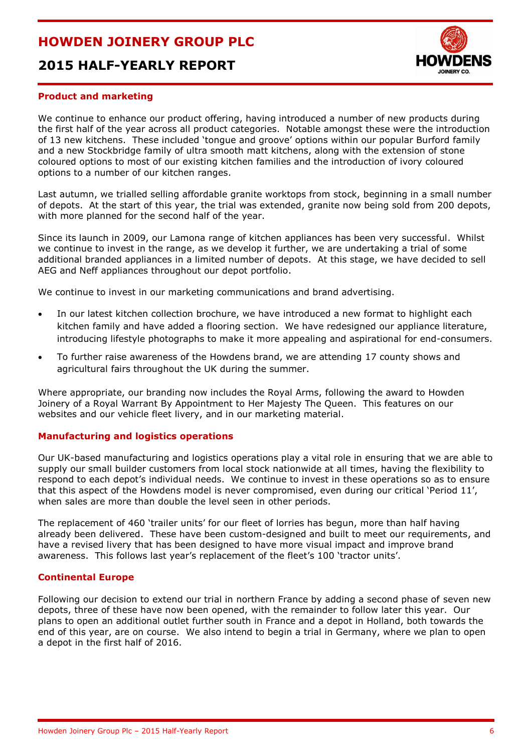## Product and marketing

We continue to enhance our product offering, having introduced a number of new products during the first half of the year across all product categories. Notable amongst these were the introduction of 13 new kitchens. These included 'tongue and groove' options within our popular Burford family and a new Stockbridge family of ultra smooth matt kitchens, along with the extension of stone coloured options to most of our existing kitchen families and the introduction of ivory coloured options to a number of our kitchen ranges.

Last autumn, we trialled selling affordable granite worktops from stock, beginning in a small number of depots. At the start of this year, the trial was extended, granite now being sold from 200 depots, with more planned for the second half of the year.

Since its launch in 2009, our Lamona range of kitchen appliances has been very successful. Whilst we continue to invest in the range, as we develop it further, we are undertaking a trial of some additional branded appliances in a limited number of depots. At this stage, we have decided to sell AEG and Neff appliances throughout our depot portfolio.

We continue to invest in our marketing communications and brand advertising.

- In our latest kitchen collection brochure, we have introduced a new format to highlight each kitchen family and have added a flooring section. We have redesigned our appliance literature, introducing lifestyle photographs to make it more appealing and aspirational for end-consumers.
- To further raise awareness of the Howdens brand, we are attending 17 county shows and agricultural fairs throughout the UK during the summer.

Where appropriate, our branding now includes the Royal Arms, following the award to Howden Joinery of a Royal Warrant By Appointment to Her Majesty The Queen. This features on our websites and our vehicle fleet livery, and in our marketing material.

## Manufacturing and logistics operations

Our UK-based manufacturing and logistics operations play a vital role in ensuring that we are able to supply our small builder customers from local stock nationwide at all times, having the flexibility to respond to each depot's individual needs. We continue to invest in these operations so as to ensure that this aspect of the Howdens model is never compromised, even during our critical 'Period 11', when sales are more than double the level seen in other periods.

The replacement of 460 'trailer units' for our fleet of lorries has begun, more than half having already been delivered. These have been custom-designed and built to meet our requirements, and have a revised livery that has been designed to have more visual impact and improve brand awareness. This follows last year's replacement of the fleet's 100 'tractor units'.

## Continental Europe

Following our decision to extend our trial in northern France by adding a second phase of seven new depots, three of these have now been opened, with the remainder to follow later this year. Our plans to open an additional outlet further south in France and a depot in Holland, both towards the end of this year, are on course. We also intend to begin a trial in Germany, where we plan to open a depot in the first half of 2016.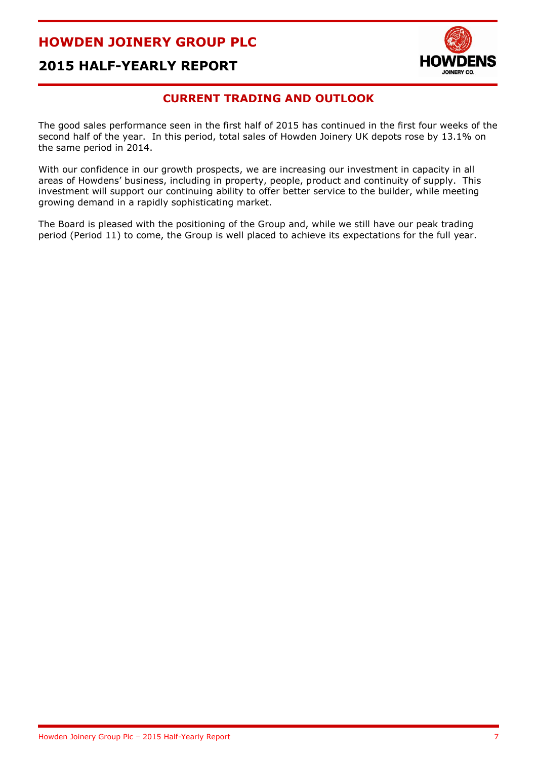## CURRENT TRADING AND OUTLOOK

The good sales performance seen in the first half of 2015 has continued in the first four weeks of the second half of the year. In this period, total sales of Howden Joinery UK depots rose by 13.1% on the same period in 2014.

With our confidence in our growth prospects, we are increasing our investment in capacity in all areas of Howdens' business, including in property, people, product and continuity of supply. This investment will support our continuing ability to offer better service to the builder, while meeting growing demand in a rapidly sophisticating market.

The Board is pleased with the positioning of the Group and, while we still have our peak trading period (Period 11) to come, the Group is well placed to achieve its expectations for the full year.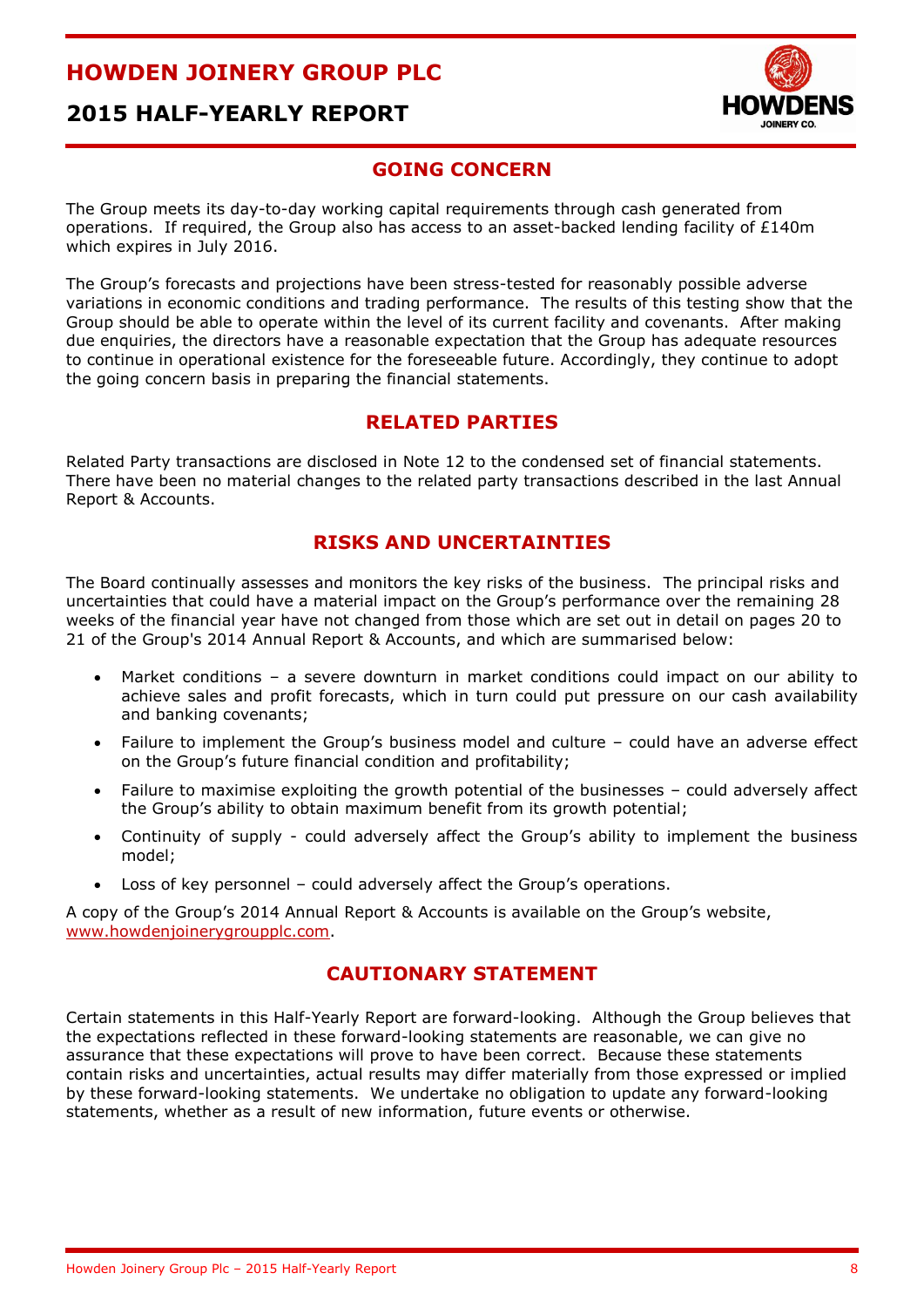## GOING CONCERN

The Group meets its day-to-day working capital requirements through cash generated from operations. If required, the Group also has access to an asset-backed lending facility of £140m which expires in July 2016.

The Group's forecasts and projections have been stress-tested for reasonably possible adverse variations in economic conditions and trading performance. The results of this testing show that the Group should be able to operate within the level of its current facility and covenants. After making due enquiries, the directors have a reasonable expectation that the Group has adequate resources to continue in operational existence for the foreseeable future. Accordingly, they continue to adopt the going concern basis in preparing the financial statements.

## RELATED PARTIES

Related Party transactions are disclosed in Note 12 to the condensed set of financial statements. There have been no material changes to the related party transactions described in the last Annual Report & Accounts.

## RISKS AND UNCERTAINTIES

The Board continually assesses and monitors the key risks of the business. The principal risks and uncertainties that could have a material impact on the Group's performance over the remaining 28 weeks of the financial year have not changed from those which are set out in detail on pages 20 to 21 of the Group's 2014 Annual Report & Accounts, and which are summarised below:

- Market conditions – a severe downturn in market conditions could impact on our ability to achieve sales and profit forecasts, which in turn could put pressure on our cash availability and banking covenants;
- Failure to implement the Group's business model and culture – could have an adverse effect on the Group's future financial condition and profitability;
- Failure to maximise exploiting the growth potential of the businesses – could adversely affect the Group's ability to obtain maximum benefit from its growth potential;
- Continuity of supply - could adversely affect the Group's ability to implement the business model;
- Loss of key personnel – could adversely affect the Group's operations.

A copy of the Group's 2014 Annual Report & Accounts is available on the Group's website, www.howdenjoinerygroupplc.com.

## CAUTIONARY STATEMENT

Certain statements in this Half-Yearly Report are forward-looking. Although the Group believes that the expectations reflected in these forward-looking statements are reasonable, we can give no assurance that these expectations will prove to have been correct. Because these statements contain risks and uncertainties, actual results may differ materially from those expressed or implied by these forward-looking statements. We undertake no obligation to update any forward-looking statements, whether as a result of new information, future events or otherwise.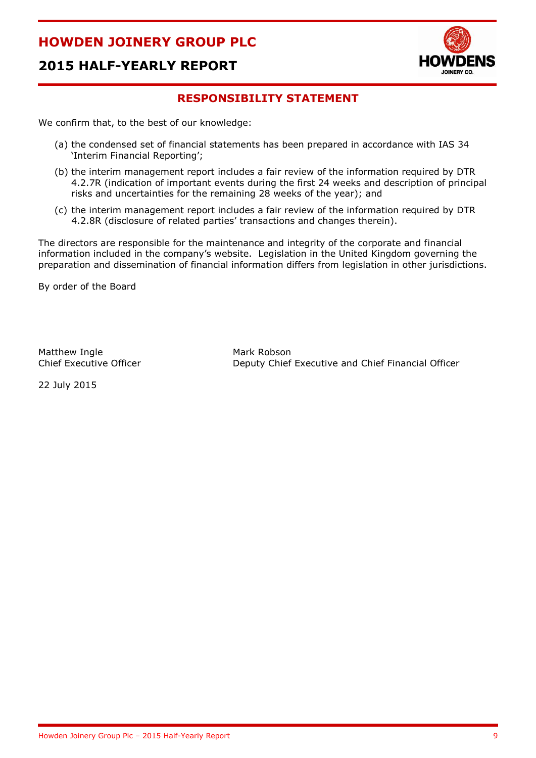## RESPONSIBILITY STATEMENT

We confirm that, to the best of our knowledge:

(a) the condensed set of financial statements has been prepared in accordance with IAS 34 'Interim Financial Reporting';

(b) the interim management report includes a fair review of the information required by DTR 4.2.7R (indication of important events during the first 24 weeks and description of principal risks and uncertainties for the remaining 28 weeks of the year); and

(c) the interim management report includes a fair review of the information required by DTR 4.2.8R (disclosure of related parties' transactions and changes therein).

The directors are responsible for the maintenance and integrity of the corporate and financial information included in the company's website. Legislation in the United Kingdom governing the preparation and dissemination of financial information differs from legislation in other jurisdictions.

By order of the Board

Matthew Ingle
Chief Executive Officer

Mark Robson
Deputy Chief Executive and Chief Financial Officer

22 July 2015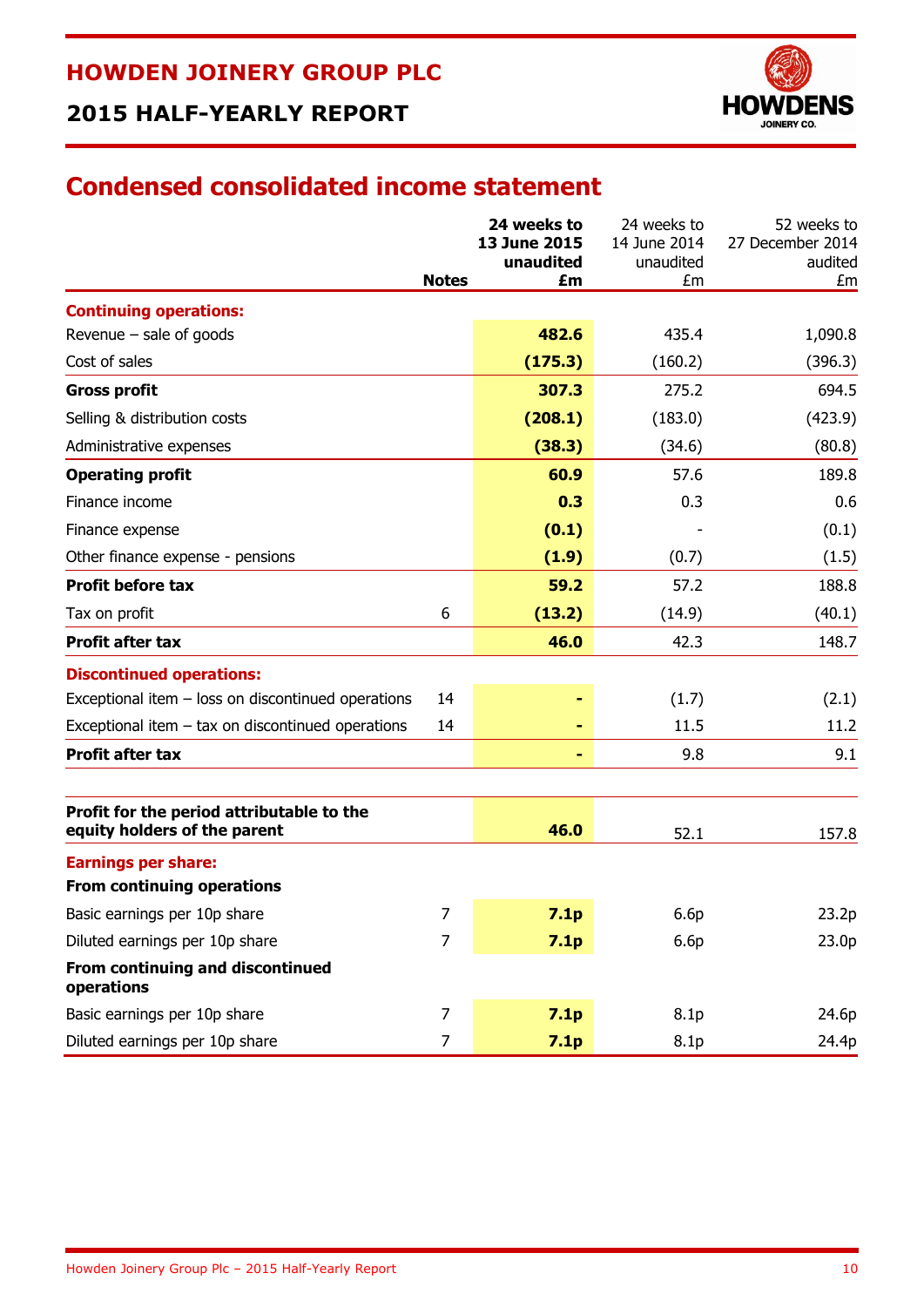# HOWDEN JOINERY GROUP PLC

## 2015 HALF-YEARLY REPORT

## Condensed consolidated income statement

| | Notes | **24 weeks to 13 June 2015 unaudited £m** | 24 weeks to 14 June 2014 unaudited £m | 52 weeks to 27 December 2014 audited £m |
|---|---|---|---|---|
| **Continuing operations:** | | | | |
| Revenue – sale of goods | | **482.6** | 435.4 | 1,090.8 |
| Cost of sales | | **(175.3)** | (160.2) | (396.3) |
| **Gross profit** | | **307.3** | 275.2 | 694.5 |
| Selling & distribution costs | | **(208.1)** | (183.0) | (423.9) |
| Administrative expenses | | **(38.3)** | (34.6) | (80.8) |
| **Operating profit** | | **60.9** | 57.6 | 189.8 |
| Finance income | | **0.3** | 0.3 | 0.6 |
| Finance expense | | **(0.1)** | - | (0.1) |
| Other finance expense - pensions | | **(1.9)** | (0.7) | (1.5) |
| **Profit before tax** | | **59.2** | 57.2 | 188.8 |
| Tax on profit | 6 | **(13.2)** | (14.9) | (40.1) |
| **Profit after tax** | | **46.0** | 42.3 | 148.7 |
| **Discontinued operations:** | | | | |
| Exceptional item – loss on discontinued operations | 14 | **-** | (1.7) | (2.1) |
| Exceptional item – tax on discontinued operations | 14 | **-** | 11.5 | 11.2 |
| **Profit after tax** | | **-** | 9.8 | 9.1 |
| | | | | |
| **Profit for the period attributable to the equity holders of the parent** | | **46.0** | 52.1 | 157.8 |
| **Earnings per share:** | | | | |
| **From continuing operations** | | | | |
| Basic earnings per 10p share | 7 | **7.1p** | 6.6p | 23.2p |
| Diluted earnings per 10p share | 7 | **7.1p** | 6.6p | 23.0p |
| **From continuing and discontinued operations** | | | | |
| Basic earnings per 10p share | 7 | **7.1p** | 8.1p | 24.6p |
| Diluted earnings per 10p share | 7 | **7.1p** | 8.1p | 24.4p |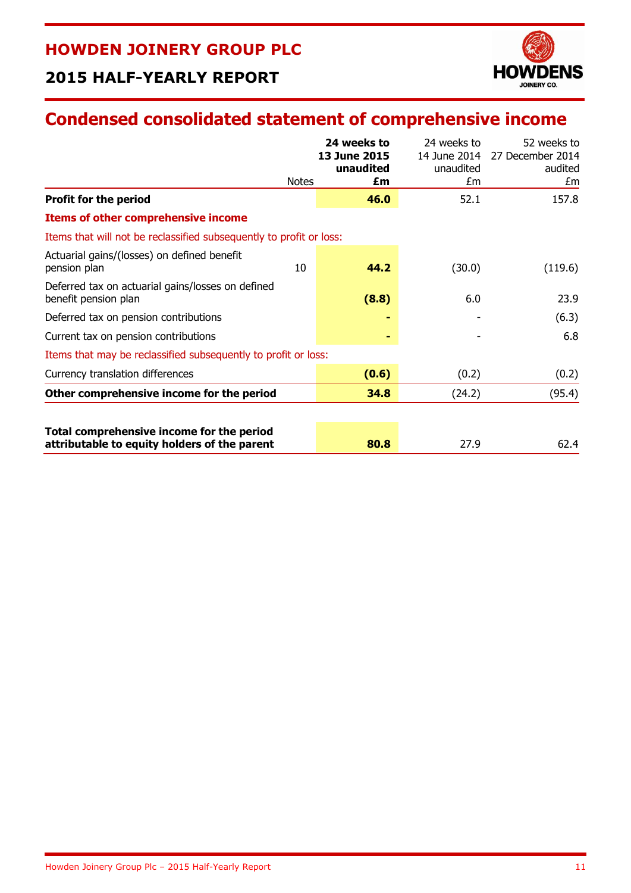# HOWDEN JOINERY GROUP PLC

## 2015 HALF-YEARLY REPORT

# Condensed consolidated statement of comprehensive income

| | Notes | **24 weeks to 13 June 2015 unaudited £m** | 24 weeks to 14 June 2014 unaudited £m | 52 weeks to 27 December 2014 audited £m |
|---|---|---|---|---|
| **Profit for the period** | | **46.0** | 52.1 | 157.8 |
| **Items of other comprehensive income** | | | | |
| Items that will not be reclassified subsequently to profit or loss: | | | | |
| Actuarial gains/(losses) on defined benefit pension plan | 10 | **44.2** | (30.0) | (119.6) |
| Deferred tax on actuarial gains/losses on defined benefit pension plan | | **(8.8)** | 6.0 | 23.9 |
| Deferred tax on pension contributions | | **-** | - | (6.3) |
| Current tax on pension contributions | | **-** | - | 6.8 |
| Items that may be reclassified subsequently to profit or loss: | | | | |
| Currency translation differences | | **(0.6)** | (0.2) | (0.2) |
| **Other comprehensive income for the period** | | **34.8** | (24.2) | (95.4) |
| **Total comprehensive income for the period attributable to equity holders of the parent** | | **80.8** | 27.9 | 62.4 |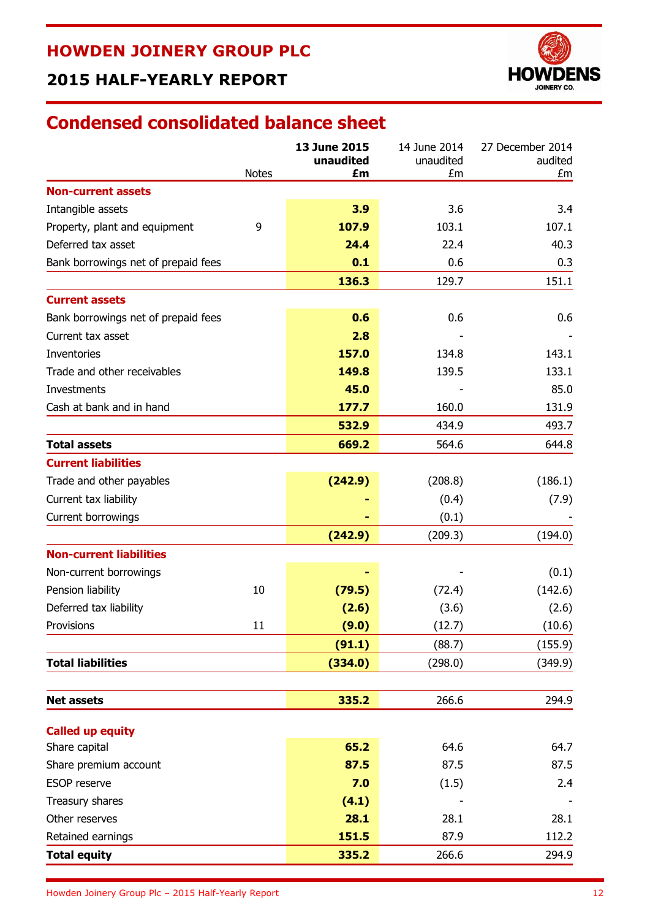# HOWDEN JOINERY GROUP PLC

## 2015 HALF-YEARLY REPORT

## Condensed consolidated balance sheet

| | Notes | 13 June 2015 unaudited £m | 14 June 2014 unaudited £m | 27 December 2014 audited £m |
|---|---|---|---|---|
| **Non-current assets** | | | | |
| Intangible assets | | **3.9** | 3.6 | 3.4 |
| Property, plant and equipment | 9 | **107.9** | 103.1 | 107.1 |
| Deferred tax asset | | **24.4** | 22.4 | 40.3 |
| Bank borrowings net of prepaid fees | | **0.1** | 0.6 | 0.3 |
| | | **136.3** | 129.7 | 151.1 |
| **Current assets** | | | | |
| Bank borrowings net of prepaid fees | | **0.6** | 0.6 | 0.6 |
| Current tax asset | | **2.8** | - | - |
| Inventories | | **157.0** | 134.8 | 143.1 |
| Trade and other receivables | | **149.8** | 139.5 | 133.1 |
| Investments | | **45.0** | - | 85.0 |
| Cash at bank and in hand | | **177.7** | 160.0 | 131.9 |
| | | **532.9** | 434.9 | 493.7 |
| **Total assets** | | **669.2** | 564.6 | 644.8 |
| **Current liabilities** | | | | |
| Trade and other payables | | **(242.9)** | (208.8) | (186.1) |
| Current tax liability | | **-** | (0.4) | (7.9) |
| Current borrowings | | **-** | (0.1) | - |
| | | **(242.9)** | (209.3) | (194.0) |
| **Non-current liabilities** | | | | |
| Non-current borrowings | | **-** | - | (0.1) |
| Pension liability | 10 | **(79.5)** | (72.4) | (142.6) |
| Deferred tax liability | | **(2.6)** | (3.6) | (2.6) |
| Provisions | 11 | **(9.0)** | (12.7) | (10.6) |
| | | **(91.1)** | (88.7) | (155.9) |
| **Total liabilities** | | **(334.0)** | (298.0) | (349.9) |
| | | | | |
| **Net assets** | | **335.2** | 266.6 | 294.9 |
| **Called up equity** | | | | |
| Share capital | | **65.2** | 64.6 | 64.7 |
| Share premium account | | **87.5** | 87.5 | 87.5 |
| ESOP reserve | | **7.0** | (1.5) | 2.4 |
| Treasury shares | | **(4.1)** | - | - |
| Other reserves | | **28.1** | 28.1 | 28.1 |
| Retained earnings | | **151.5** | 87.9 | 112.2 |
| **Total equity** | | **335.2** | 266.6 | 294.9 |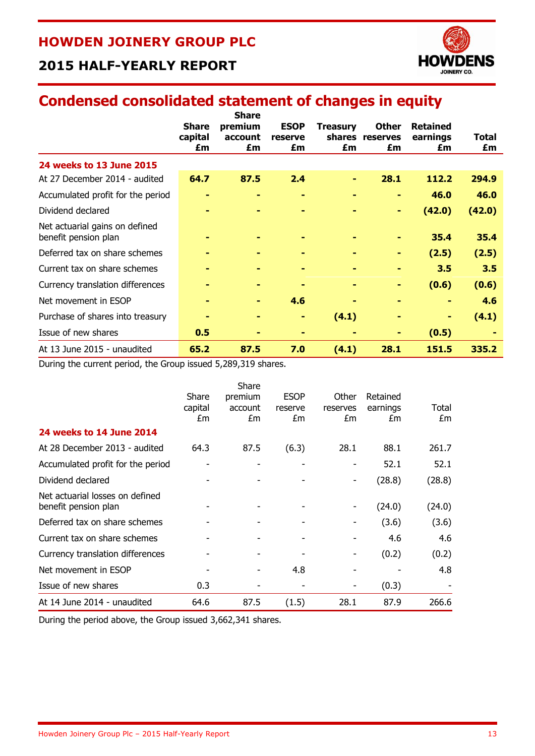## Condensed consolidated statement of changes in equity

| | **Share capital £m** | **Share premium account £m** | **ESOP reserve £m** | **Treasury shares £m** | **Other reserves £m** | **Retained earnings £m** | **Total £m** |
|---|---|---|---|---|---|---|---|
| **24 weeks to 13 June 2015** | | | | | | | |
| At 27 December 2014 - audited | **64.7** | **87.5** | **2.4** | **-** | **28.1** | **112.2** | **294.9** |
| Accumulated profit for the period | **-** | **-** | **-** | **-** | **-** | **46.0** | **46.0** |
| Dividend declared | **-** | **-** | **-** | **-** | **-** | **(42.0)** | **(42.0)** |
| Net actuarial gains on defined benefit pension plan | **-** | **-** | **-** | **-** | **-** | **35.4** | **35.4** |
| Deferred tax on share schemes | **-** | **-** | **-** | **-** | **-** | **(2.5)** | **(2.5)** |
| Current tax on share schemes | **-** | **-** | **-** | **-** | **-** | **3.5** | **3.5** |
| Currency translation differences | **-** | **-** | **-** | **-** | **-** | **(0.6)** | **(0.6)** |
| Net movement in ESOP | **-** | **-** | **4.6** | **-** | **-** | **-** | **4.6** |
| Purchase of shares into treasury | **-** | **-** | **-** | **(4.1)** | **-** | **-** | **(4.1)** |
| Issue of new shares | **0.5** | **-** | **-** | **-** | **-** | **(0.5)** | **-** |
| At 13 June 2015 - unaudited | **65.2** | **87.5** | **7.0** | **(4.1)** | **28.1** | **151.5** | **335.2** |

During the current period, the Group issued 5,289,319 shares.

| | Share capital £m | Share premium account £m | ESOP reserve £m | Other reserves £m | Retained earnings £m | Total £m |
|---|---|---|---|---|---|---|
| **24 weeks to 14 June 2014** | | | | | | |
| At 28 December 2013 - audited | 64.3 | 87.5 | (6.3) | 28.1 | 88.1 | 261.7 |
| Accumulated profit for the period | - | - | - | - | 52.1 | 52.1 |
| Dividend declared | - | - | - | - | (28.8) | (28.8) |
| Net actuarial losses on defined benefit pension plan | - | - | - | - | (24.0) | (24.0) |
| Deferred tax on share schemes | - | - | - | - | (3.6) | (3.6) |
| Current tax on share schemes | - | - | - | - | 4.6 | 4.6 |
| Currency translation differences | - | - | - | - | (0.2) | (0.2) |
| Net movement in ESOP | - | - | 4.8 | - | - | 4.8 |
| Issue of new shares | 0.3 | - | - | - | (0.3) | - |
| At 14 June 2014 - unaudited | 64.6 | 87.5 | (1.5) | 28.1 | 87.9 | 266.6 |

During the period above, the Group issued 3,662,341 shares.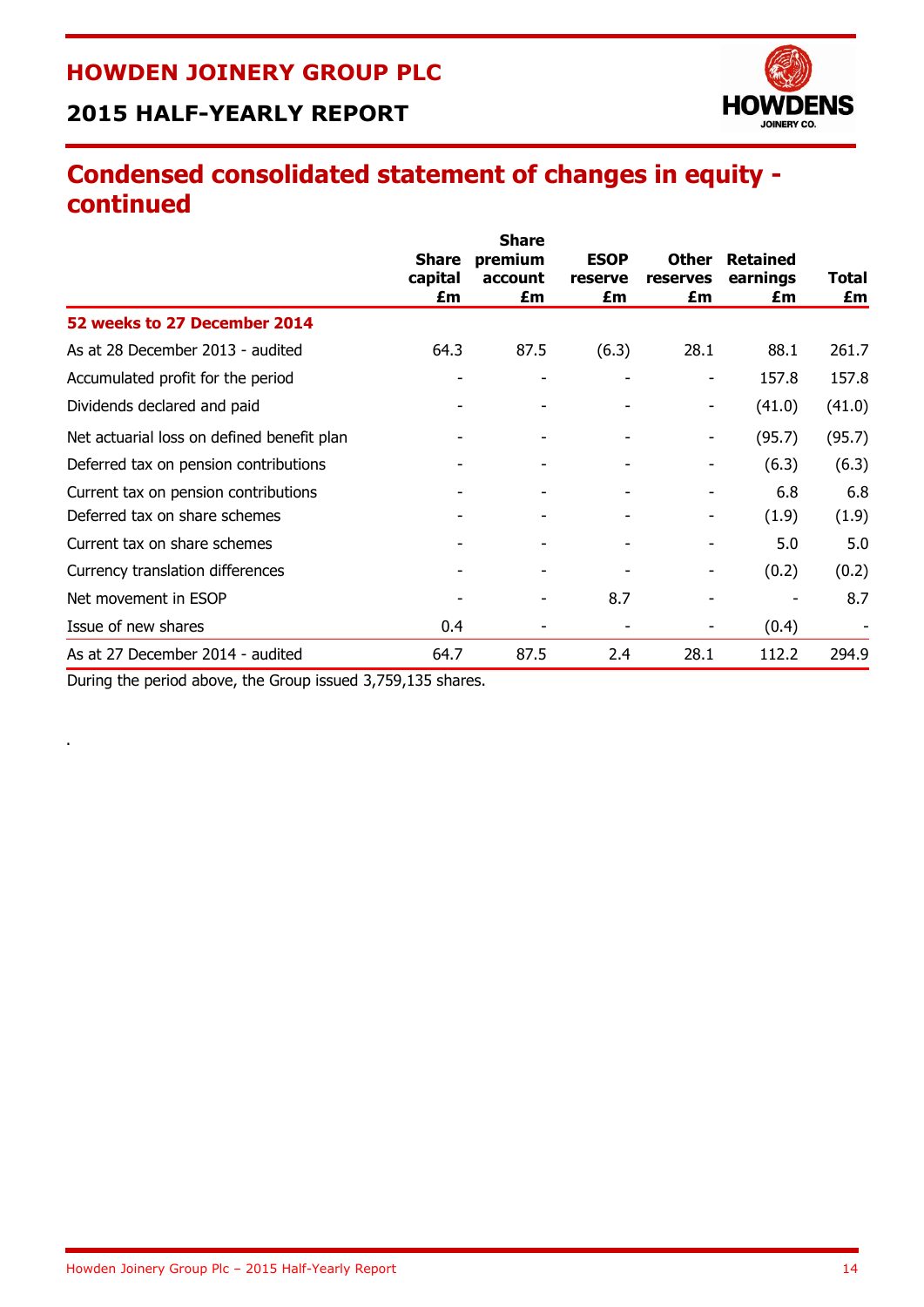# Condensed consolidated statement of changes in equity - continued

| | Share capital £m | Share premium account £m | ESOP reserve £m | Other reserves £m | Retained earnings £m | Total £m |
|---|---|---|---|---|---|---|
| **52 weeks to 27 December 2014** | | | | | | |
| As at 28 December 2013 - audited | 64.3 | 87.5 | (6.3) | 28.1 | 88.1 | 261.7 |
| Accumulated profit for the period | - | - | - | - | 157.8 | 157.8 |
| Dividends declared and paid | - | - | - | - | (41.0) | (41.0) |
| Net actuarial loss on defined benefit plan | - | - | - | - | (95.7) | (95.7) |
| Deferred tax on pension contributions | - | - | - | - | (6.3) | (6.3) |
| Current tax on pension contributions | - | - | - | - | 6.8 | 6.8 |
| Deferred tax on share schemes | - | - | - | - | (1.9) | (1.9) |
| Current tax on share schemes | - | - | - | - | 5.0 | 5.0 |
| Currency translation differences | - | - | - | - | (0.2) | (0.2) |
| Net movement in ESOP | - | - | 8.7 | - | - | 8.7 |
| Issue of new shares | 0.4 | - | - | - | (0.4) | - |
| As at 27 December 2014 - audited | 64.7 | 87.5 | 2.4 | 28.1 | 112.2 | 294.9 |

During the period above, the Group issued 3,759,135 shares.

.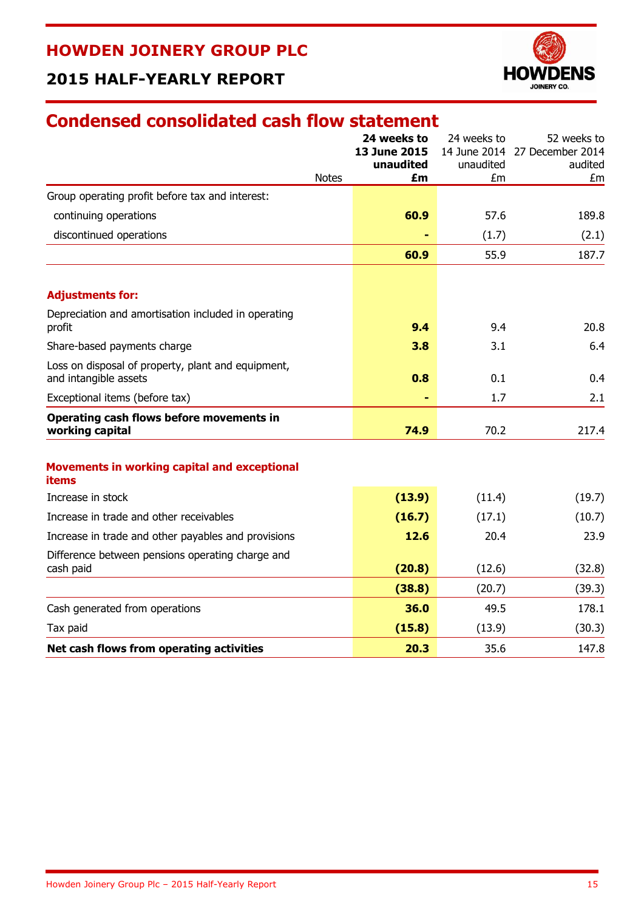# HOWDEN JOINERY GROUP PLC

## 2015 HALF-YEARLY REPORT

## Condensed consolidated cash flow statement

| | Notes | **24 weeks to 13 June 2015 unaudited £m** | 24 weeks to 14 June 2014 unaudited £m | 52 weeks to 27 December 2014 audited £m |
|---|---|---|---|---|
| Group operating profit before tax and interest: | | | | |
| continuing operations | | **60.9** | 57.6 | 189.8 |
| discontinued operations | | **-** | (1.7) | (2.1) |
| | | **60.9** | 55.9 | 187.7 |
| **Adjustments for:** | | | | |
| Depreciation and amortisation included in operating profit | | **9.4** | 9.4 | 20.8 |
| Share-based payments charge | | **3.8** | 3.1 | 6.4 |
| Loss on disposal of property, plant and equipment, and intangible assets | | **0.8** | 0.1 | 0.4 |
| Exceptional items (before tax) | | **-** | 1.7 | 2.1 |
| **Operating cash flows before movements in working capital** | | **74.9** | 70.2 | 217.4 |
| **Movements in working capital and exceptional items** | | | | |
| Increase in stock | | **(13.9)** | (11.4) | (19.7) |
| Increase in trade and other receivables | | **(16.7)** | (17.1) | (10.7) |
| Increase in trade and other payables and provisions | | **12.6** | 20.4 | 23.9 |
| Difference between pensions operating charge and cash paid | | **(20.8)** | (12.6) | (32.8) |
| | | **(38.8)** | (20.7) | (39.3) |
| Cash generated from operations | | **36.0** | 49.5 | 178.1 |
| Tax paid | | **(15.8)** | (13.9) | (30.3) |
| **Net cash flows from operating activities** | | **20.3** | 35.6 | 147.8 |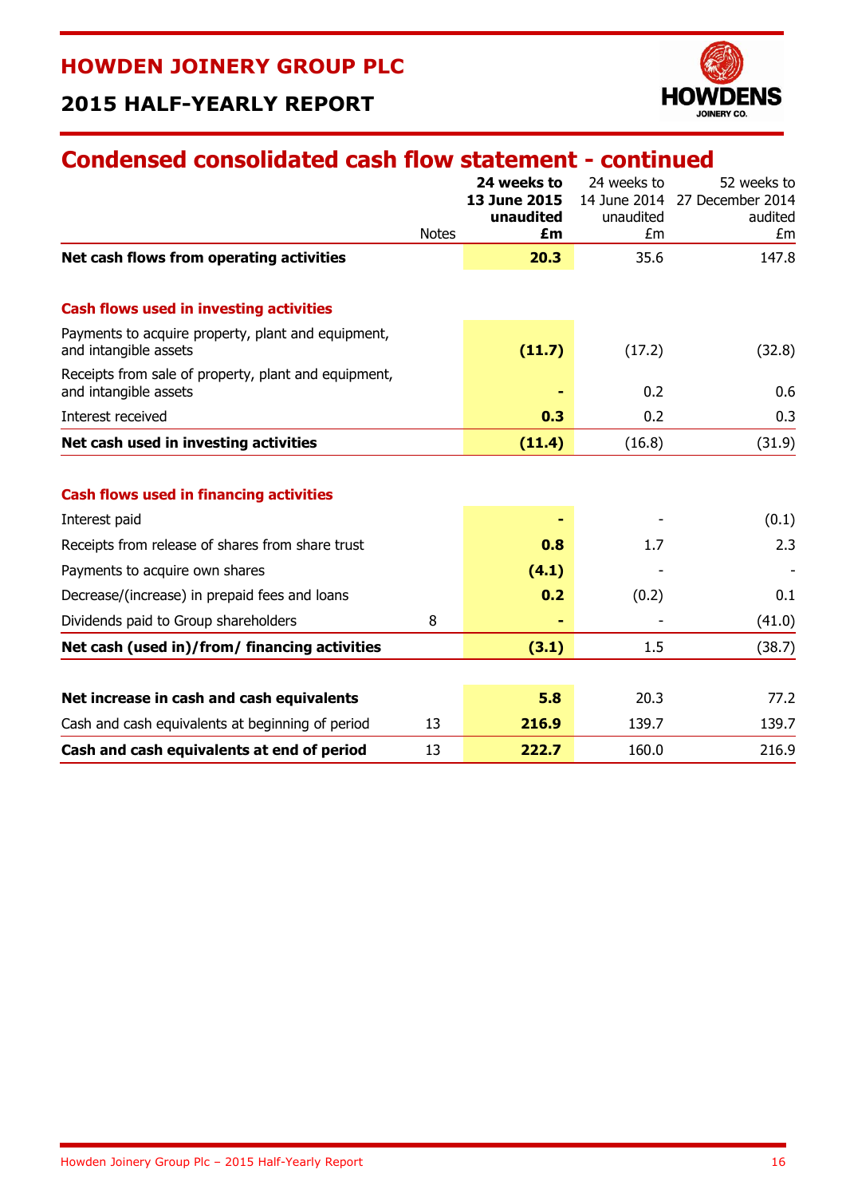# HOWDEN JOINERY GROUP PLC

## 2015 HALF-YEARLY REPORT

## Condensed consolidated cash flow statement - continued

| | Notes | **24 weeks to 13 June 2015 unaudited £m** | 24 weeks to 14 June 2014 unaudited £m | 52 weeks to 27 December 2014 audited £m |
|---|---|---|---|---|
| **Net cash flows from operating activities** | | **20.3** | 35.6 | 147.8 |
| | | | | |
| **Cash flows used in investing activities** | | | | |
| Payments to acquire property, plant and equipment, and intangible assets | | **(11.7)** | (17.2) | (32.8) |
| Receipts from sale of property, plant and equipment, and intangible assets | | **-** | 0.2 | 0.6 |
| Interest received | | **0.3** | 0.2 | 0.3 |
| **Net cash used in investing activities** | | **(11.4)** | (16.8) | (31.9) |
| | | | | |
| **Cash flows used in financing activities** | | | | |
| Interest paid | | **-** | - | (0.1) |
| Receipts from release of shares from share trust | | **0.8** | 1.7 | 2.3 |
| Payments to acquire own shares | | **(4.1)** | - | - |
| Decrease/(increase) in prepaid fees and loans | | **0.2** | (0.2) | 0.1 |
| Dividends paid to Group shareholders | 8 | **-** | - | (41.0) |
| **Net cash (used in)/from/ financing activities** | | **(3.1)** | 1.5 | (38.7) |
| | | | | |
| **Net increase in cash and cash equivalents** | | **5.8** | 20.3 | 77.2 |
| Cash and cash equivalents at beginning of period | 13 | **216.9** | 139.7 | 139.7 |
| **Cash and cash equivalents at end of period** | 13 | **222.7** | 160.0 | 216.9 |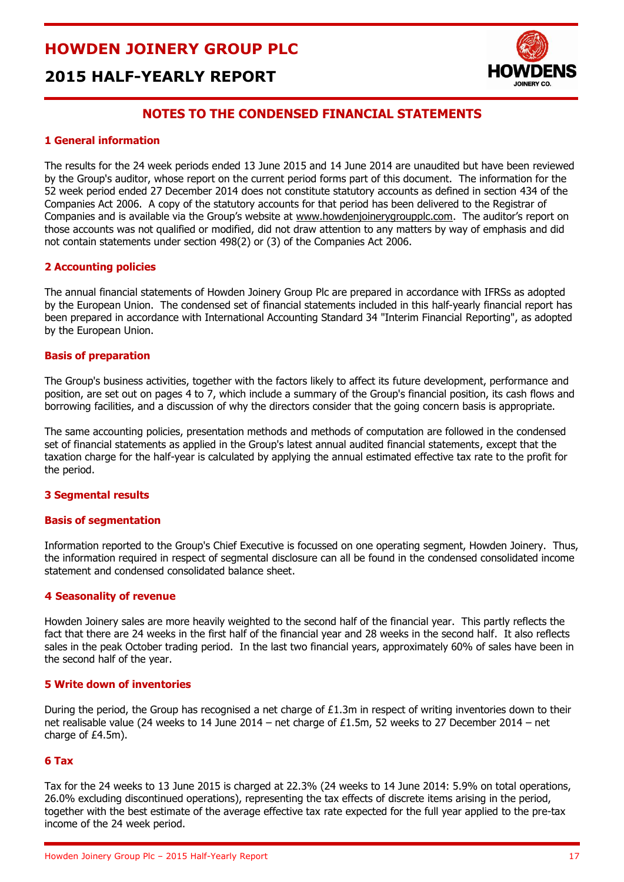## NOTES TO THE CONDENSED FINANCIAL STATEMENTS

### 1 General information

The results for the 24 week periods ended 13 June 2015 and 14 June 2014 are unaudited but have been reviewed by the Group's auditor, whose report on the current period forms part of this document. The information for the 52 week period ended 27 December 2014 does not constitute statutory accounts as defined in section 434 of the Companies Act 2006. A copy of the statutory accounts for that period has been delivered to the Registrar of Companies and is available via the Group's website at www.howdenjoinerygroupplc.com. The auditor's report on those accounts was not qualified or modified, did not draw attention to any matters by way of emphasis and did not contain statements under section 498(2) or (3) of the Companies Act 2006.

### 2 Accounting policies

The annual financial statements of Howden Joinery Group Plc are prepared in accordance with IFRSs as adopted by the European Union. The condensed set of financial statements included in this half-yearly financial report has been prepared in accordance with International Accounting Standard 34 "Interim Financial Reporting", as adopted by the European Union.

### Basis of preparation

The Group's business activities, together with the factors likely to affect its future development, performance and position, are set out on pages 4 to 7, which include a summary of the Group's financial position, its cash flows and borrowing facilities, and a discussion of why the directors consider that the going concern basis is appropriate.

The same accounting policies, presentation methods and methods of computation are followed in the condensed set of financial statements as applied in the Group's latest annual audited financial statements, except that the taxation charge for the half-year is calculated by applying the annual estimated effective tax rate to the profit for the period.

### 3 Segmental results

### Basis of segmentation

Information reported to the Group's Chief Executive is focussed on one operating segment, Howden Joinery. Thus, the information required in respect of segmental disclosure can all be found in the condensed consolidated income statement and condensed consolidated balance sheet.

### 4 Seasonality of revenue

Howden Joinery sales are more heavily weighted to the second half of the financial year. This partly reflects the fact that there are 24 weeks in the first half of the financial year and 28 weeks in the second half. It also reflects sales in the peak October trading period. In the last two financial years, approximately 60% of sales have been in the second half of the year.

### 5 Write down of inventories

During the period, the Group has recognised a net charge of £1.3m in respect of writing inventories down to their net realisable value (24 weeks to 14 June 2014 – net charge of £1.5m, 52 weeks to 27 December 2014 – net charge of £4.5m).

### 6 Tax

Tax for the 24 weeks to 13 June 2015 is charged at 22.3% (24 weeks to 14 June 2014: 5.9% on total operations, 26.0% excluding discontinued operations), representing the tax effects of discrete items arising in the period, together with the best estimate of the average effective tax rate expected for the full year applied to the pre-tax income of the 24 week period.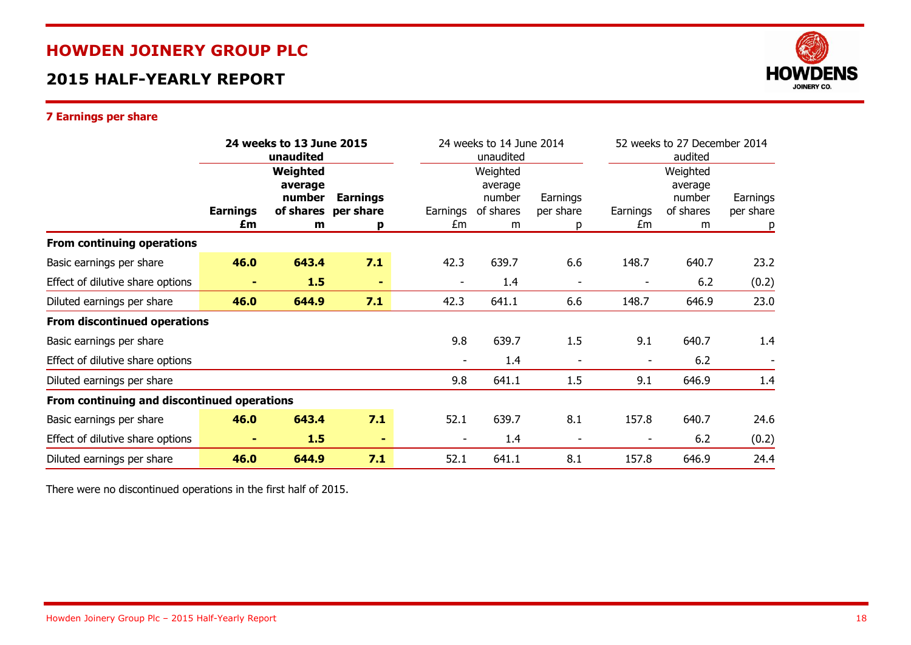## 7 Earnings per share

| | **24 weeks to 13 June 2015 unaudited** | | | 24 weeks to 14 June 2014 unaudited | | | 52 weeks to 27 December 2014 audited | | |
|---|---|---|---|---|---|---|---|---|---|
| | **Earnings £m** | **Weighted average number of shares m** | **Earnings per share p** | Earnings £m | Weighted average number of shares m | Earnings per share p | Earnings £m | Weighted average number of shares m | Earnings per share p |
| **From continuing operations** | | | | | | | | | |
| Basic earnings per share | **46.0** | **643.4** | **7.1** | 42.3 | 639.7 | 6.6 | 148.7 | 640.7 | 23.2 |
| Effect of dilutive share options | **-** | **1.5** | **-** | - | 1.4 | - | - | 6.2 | (0.2) |
| Diluted earnings per share | **46.0** | **644.9** | **7.1** | 42.3 | 641.1 | 6.6 | 148.7 | 646.9 | 23.0 |
| **From discontinued operations** | | | | | | | | | |
| Basic earnings per share | | | | 9.8 | 639.7 | 1.5 | 9.1 | 640.7 | 1.4 |
| Effect of dilutive share options | | | | - | 1.4 | - | - | 6.2 | - |
| Diluted earnings per share | | | | 9.8 | 641.1 | 1.5 | 9.1 | 646.9 | 1.4 |
| **From continuing and discontinued operations** | | | | | | | | | |
| Basic earnings per share | **46.0** | **643.4** | **7.1** | 52.1 | 639.7 | 8.1 | 157.8 | 640.7 | 24.6 |
| Effect of dilutive share options | **-** | **1.5** | **-** | - | 1.4 | - | - | 6.2 | (0.2) |
| Diluted earnings per share | **46.0** | **644.9** | **7.1** | 52.1 | 641.1 | 8.1 | 157.8 | 646.9 | 24.4 |

There were no discontinued operations in the first half of 2015.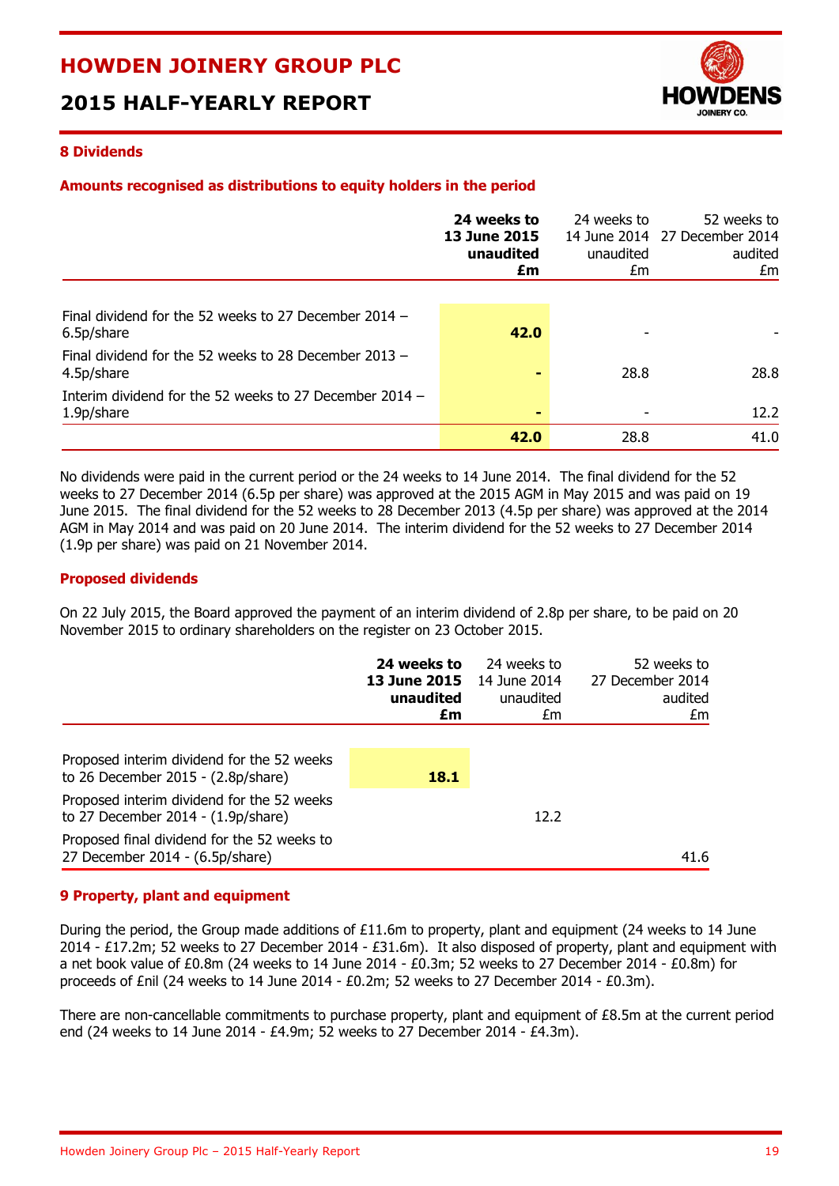## 8 Dividends

### Amounts recognised as distributions to equity holders in the period

| | **24 weeks to 13 June 2015 unaudited £m** | 24 weeks to 14 June 2014 unaudited £m | 52 weeks to 27 December 2014 audited £m |
|---|---|---|---|
| Final dividend for the 52 weeks to 27 December 2014 – 6.5p/share | **42.0** | - | - |
| Final dividend for the 52 weeks to 28 December 2013 – 4.5p/share | **-** | 28.8 | 28.8 |
| Interim dividend for the 52 weeks to 27 December 2014 – 1.9p/share | **-** | - | 12.2 |
| | **42.0** | 28.8 | 41.0 |

No dividends were paid in the current period or the 24 weeks to 14 June 2014. The final dividend for the 52 weeks to 27 December 2014 (6.5p per share) was approved at the 2015 AGM in May 2015 and was paid on 19 June 2015. The final dividend for the 52 weeks to 28 December 2013 (4.5p per share) was approved at the 2014 AGM in May 2014 and was paid on 20 June 2014. The interim dividend for the 52 weeks to 27 December 2014 (1.9p per share) was paid on 21 November 2014.

### Proposed dividends

On 22 July 2015, the Board approved the payment of an interim dividend of 2.8p per share, to be paid on 20 November 2015 to ordinary shareholders on the register on 23 October 2015.

| | **24 weeks to 13 June 2015 unaudited £m** | 24 weeks to 14 June 2014 unaudited £m | 52 weeks to 27 December 2014 audited £m |
|---|---|---|---|
| Proposed interim dividend for the 52 weeks to 26 December 2015 - (2.8p/share) | **18.1** | | |
| Proposed interim dividend for the 52 weeks to 27 December 2014 - (1.9p/share) | | 12.2 | |
| Proposed final dividend for the 52 weeks to 27 December 2014 - (6.5p/share) | | | 41.6 |

## 9 Property, plant and equipment

During the period, the Group made additions of £11.6m to property, plant and equipment (24 weeks to 14 June 2014 - £17.2m; 52 weeks to 27 December 2014 - £31.6m). It also disposed of property, plant and equipment with a net book value of £0.8m (24 weeks to 14 June 2014 - £0.3m; 52 weeks to 27 December 2014 - £0.8m) for proceeds of £nil (24 weeks to 14 June 2014 - £0.2m; 52 weeks to 27 December 2014 - £0.3m).

There are non-cancellable commitments to purchase property, plant and equipment of £8.5m at the current period end (24 weeks to 14 June 2014 - £4.9m; 52 weeks to 27 December 2014 - £4.3m).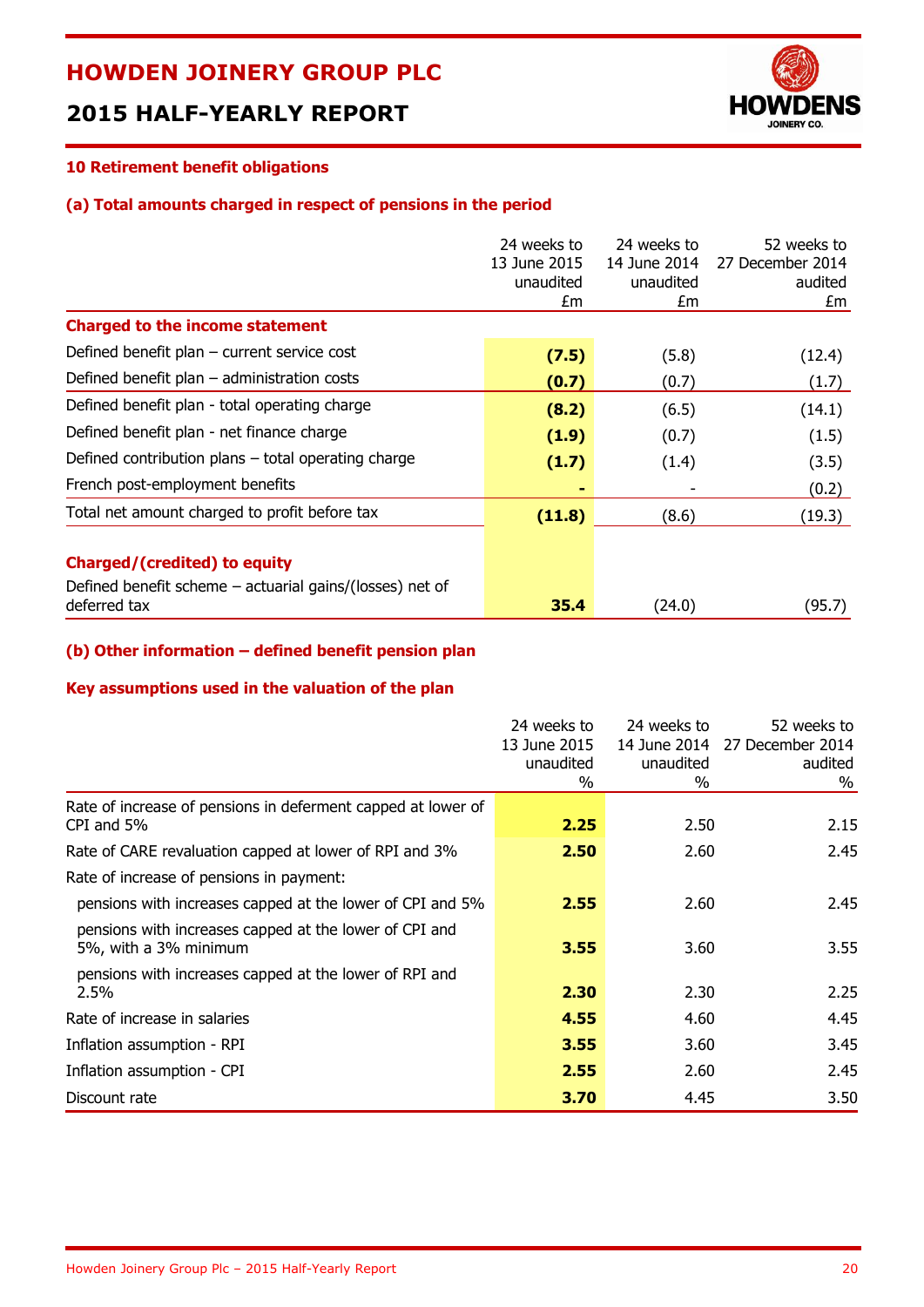## 10 Retirement benefit obligations

### (a) Total amounts charged in respect of pensions in the period

| | 24 weeks to 13 June 2015 unaudited £m | 24 weeks to 14 June 2014 unaudited £m | 52 weeks to 27 December 2014 audited £m |
|---|---|---|---|
| **Charged to the income statement** | | | |
| Defined benefit plan – current service cost | **(7.5)** | (5.8) | (12.4) |
| Defined benefit plan – administration costs | **(0.7)** | (0.7) | (1.7) |
| Defined benefit plan - total operating charge | **(8.2)** | (6.5) | (14.1) |
| Defined benefit plan - net finance charge | **(1.9)** | (0.7) | (1.5) |
| Defined contribution plans – total operating charge | **(1.7)** | (1.4) | (3.5) |
| French post-employment benefits | **-** | - | (0.2) |
| Total net amount charged to profit before tax | **(11.8)** | (8.6) | (19.3) |
| **Charged/(credited) to equity** | | | |
| Defined benefit scheme – actuarial gains/(losses) net of deferred tax | **35.4** | (24.0) | (95.7) |

### (b) Other information – defined benefit pension plan

#### Key assumptions used in the valuation of the plan

| | 24 weeks to 13 June 2015 unaudited % | 24 weeks to 14 June 2014 unaudited % | 52 weeks to 27 December 2014 audited % |
|---|---|---|---|
| Rate of increase of pensions in deferment capped at lower of CPI and 5% | **2.25** | 2.50 | 2.15 |
| Rate of CARE revaluation capped at lower of RPI and 3% | **2.50** | 2.60 | 2.45 |
| Rate of increase of pensions in payment: | | | |
| pensions with increases capped at the lower of CPI and 5% | **2.55** | 2.60 | 2.45 |
| pensions with increases capped at the lower of CPI and 5%, with a 3% minimum | **3.55** | 3.60 | 3.55 |
| pensions with increases capped at the lower of RPI and 2.5% | **2.30** | 2.30 | 2.25 |
| Rate of increase in salaries | **4.55** | 4.60 | 4.45 |
| Inflation assumption - RPI | **3.55** | 3.60 | 3.45 |
| Inflation assumption - CPI | **2.55** | 2.60 | 2.45 |
| Discount rate | **3.70** | 4.45 | 3.50 |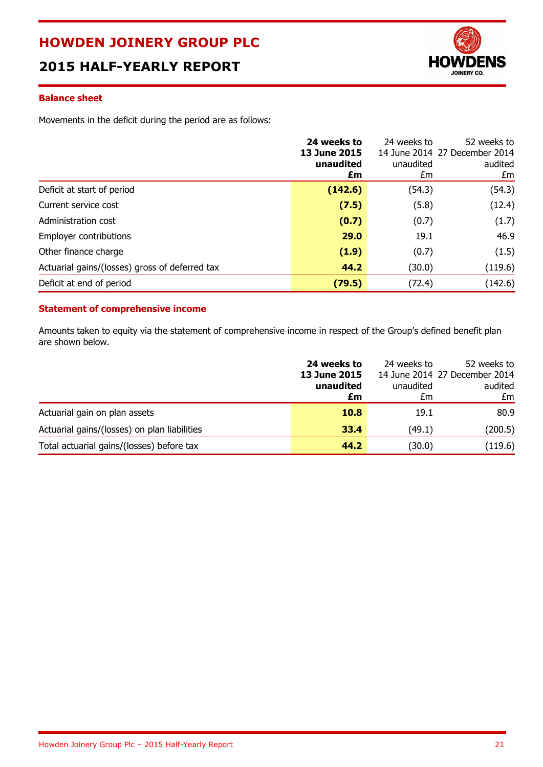### Balance sheet

Movements in the deficit during the period are as follows:

| | **24 weeks to 13 June 2015 unaudited £m** | 24 weeks to 14 June 2014 unaudited £m | 52 weeks to 27 December 2014 audited £m |
|---|---|---|---|
| Deficit at start of period | **(142.6)** | (54.3) | (54.3) |
| Current service cost | **(7.5)** | (5.8) | (12.4) |
| Administration cost | **(0.7)** | (0.7) | (1.7) |
| Employer contributions | **29.0** | 19.1 | 46.9 |
| Other finance charge | **(1.9)** | (0.7) | (1.5) |
| Actuarial gains/(losses) gross of deferred tax | **44.2** | (30.0) | (119.6) |
| Deficit at end of period | **(79.5)** | (72.4) | (142.6) |

### Statement of comprehensive income

Amounts taken to equity via the statement of comprehensive income in respect of the Group's defined benefit plan are shown below.

| | **24 weeks to 13 June 2015 unaudited £m** | 24 weeks to 14 June 2014 unaudited £m | 52 weeks to 27 December 2014 audited £m |
|---|---|---|---|
| Actuarial gain on plan assets | **10.8** | 19.1 | 80.9 |
| Actuarial gains/(losses) on plan liabilities | **33.4** | (49.1) | (200.5) |
| Total actuarial gains/(losses) before tax | **44.2** | (30.0) | (119.6) |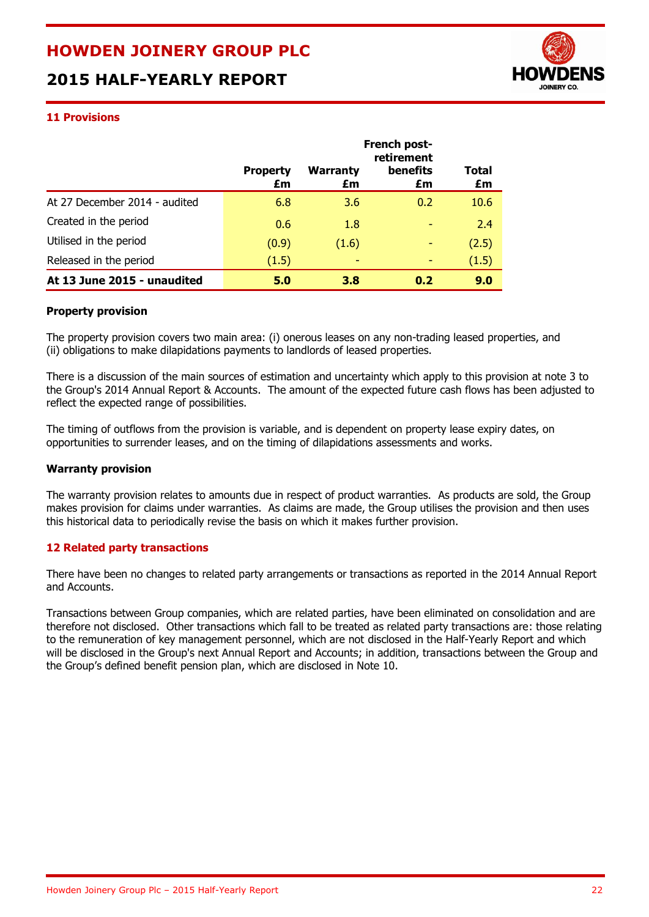## 11 Provisions

| | Property £m | Warranty £m | French post-retirement benefits £m | Total £m |
|---|---|---|---|---|
| At 27 December 2014 - audited | 6.8 | 3.6 | 0.2 | 10.6 |
| Created in the period | 0.6 | 1.8 | - | 2.4 |
| Utilised in the period | (0.9) | (1.6) | - | (2.5) |
| Released in the period | (1.5) | - | - | (1.5) |
| **At 13 June 2015 - unaudited** | **5.0** | **3.8** | **0.2** | **9.0** |

### Property provision

The property provision covers two main area: (i) onerous leases on any non-trading leased properties, and (ii) obligations to make dilapidations payments to landlords of leased properties.

There is a discussion of the main sources of estimation and uncertainty which apply to this provision at note 3 to the Group's 2014 Annual Report & Accounts. The amount of the expected future cash flows has been adjusted to reflect the expected range of possibilities.

The timing of outflows from the provision is variable, and is dependent on property lease expiry dates, on opportunities to surrender leases, and on the timing of dilapidations assessments and works.

### Warranty provision

The warranty provision relates to amounts due in respect of product warranties. As products are sold, the Group makes provision for claims under warranties. As claims are made, the Group utilises the provision and then uses this historical data to periodically revise the basis on which it makes further provision.

## 12 Related party transactions

There have been no changes to related party arrangements or transactions as reported in the 2014 Annual Report and Accounts.

Transactions between Group companies, which are related parties, have been eliminated on consolidation and are therefore not disclosed. Other transactions which fall to be treated as related party transactions are: those relating to the remuneration of key management personnel, which are not disclosed in the Half-Yearly Report and which will be disclosed in the Group's next Annual Report and Accounts; in addition, transactions between the Group and the Group's defined benefit pension plan, which are disclosed in Note 10.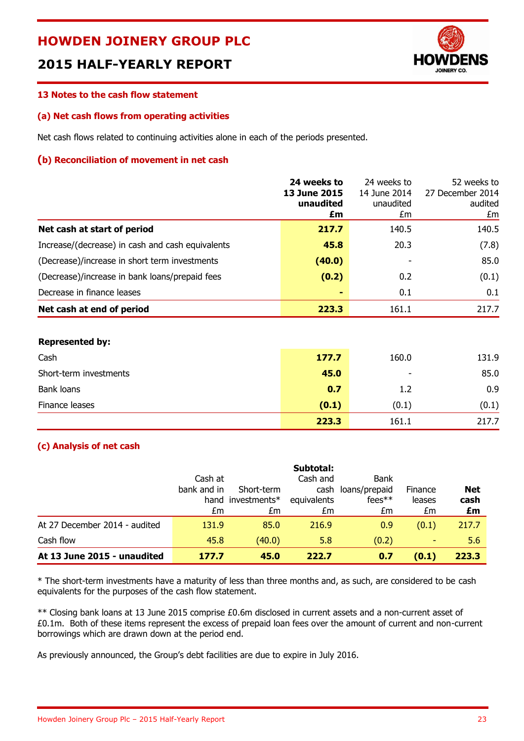## 13 Notes to the cash flow statement

### (a) Net cash flows from operating activities

Net cash flows related to continuing activities alone in each of the periods presented.

### (b) Reconciliation of movement in net cash

| | **24 weeks to 13 June 2015 unaudited £m** | 24 weeks to 14 June 2014 unaudited £m | 52 weeks to 27 December 2014 audited £m |
|---|---|---|---|
| **Net cash at start of period** | **217.7** | 140.5 | 140.5 |
| Increase/(decrease) in cash and cash equivalents | **45.8** | 20.3 | (7.8) |
| (Decrease)/increase in short term investments | **(40.0)** | - | 85.0 |
| (Decrease)/increase in bank loans/prepaid fees | **(0.2)** | 0.2 | (0.1) |
| Decrease in finance leases | **-** | 0.1 | 0.1 |
| **Net cash at end of period** | **223.3** | 161.1 | 217.7 |
| | | | |
| **Represented by:** | | | |
| Cash | **177.7** | 160.0 | 131.9 |
| Short-term investments | **45.0** | - | 85.0 |
| Bank loans | **0.7** | 1.2 | 0.9 |
| Finance leases | **(0.1)** | (0.1) | (0.1) |
| | **223.3** | 161.1 | 217.7 |

### (c) Analysis of net cash

| | Cash at bank and in hand £m | Short-term investments* £m | **Subtotal:** Cash and cash equivalents £m | Bank loans/prepaid fees** £m | Finance leases £m | **Net cash £m** |
|---|---|---|---|---|---|---|
| At 27 December 2014 - audited | 131.9 | 85.0 | 216.9 | 0.9 | (0.1) | 217.7 |
| Cash flow | 45.8 | (40.0) | 5.8 | (0.2) | - | 5.6 |
| **At 13 June 2015 - unaudited** | **177.7** | **45.0** | **222.7** | **0.7** | **(0.1)** | **223.3** |

* The short-term investments have a maturity of less than three months and, as such, are considered to be cash equivalents for the purposes of the cash flow statement.

** Closing bank loans at 13 June 2015 comprise £0.6m disclosed in current assets and a non-current asset of £0.1m. Both of these items represent the excess of prepaid loan fees over the amount of current and non-current borrowings which are drawn down at the period end.

As previously announced, the Group's debt facilities are due to expire in July 2016.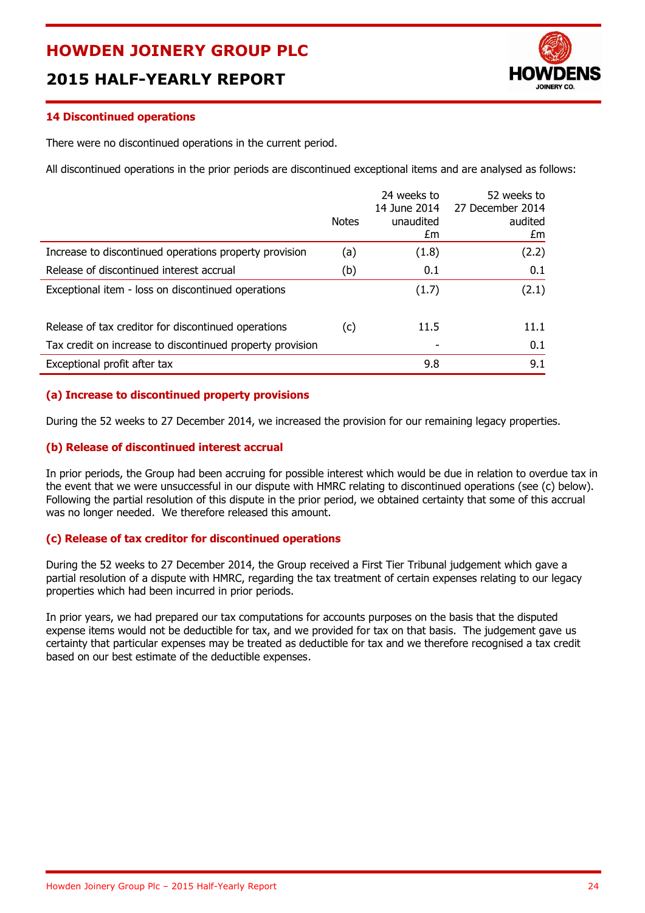## 14 Discontinued operations

There were no discontinued operations in the current period.

All discontinued operations in the prior periods are discontinued exceptional items and are analysed as follows:

| | Notes | 24 weeks to 14 June 2014 unaudited £m | 52 weeks to 27 December 2014 audited £m |
|---|---|---|---|
| Increase to discontinued operations property provision | (a) | (1.8) | (2.2) |
| Release of discontinued interest accrual | (b) | 0.1 | 0.1 |
| Exceptional item - loss on discontinued operations | | (1.7) | (2.1) |
| | | | |
| Release of tax creditor for discontinued operations | (c) | 11.5 | 11.1 |
| Tax credit on increase to discontinued property provision | | - | 0.1 |
| Exceptional profit after tax | | 9.8 | 9.1 |

### (a) Increase to discontinued property provisions

During the 52 weeks to 27 December 2014, we increased the provision for our remaining legacy properties.

### (b) Release of discontinued interest accrual

In prior periods, the Group had been accruing for possible interest which would be due in relation to overdue tax in the event that we were unsuccessful in our dispute with HMRC relating to discontinued operations (see (c) below). Following the partial resolution of this dispute in the prior period, we obtained certainty that some of this accrual was no longer needed. We therefore released this amount.

### (c) Release of tax creditor for discontinued operations

During the 52 weeks to 27 December 2014, the Group received a First Tier Tribunal judgement which gave a partial resolution of a dispute with HMRC, regarding the tax treatment of certain expenses relating to our legacy properties which had been incurred in prior periods.

In prior years, we had prepared our tax computations for accounts purposes on the basis that the disputed expense items would not be deductible for tax, and we provided for tax on that basis. The judgement gave us certainty that particular expenses may be treated as deductible for tax and we therefore recognised a tax credit based on our best estimate of the deductible expenses.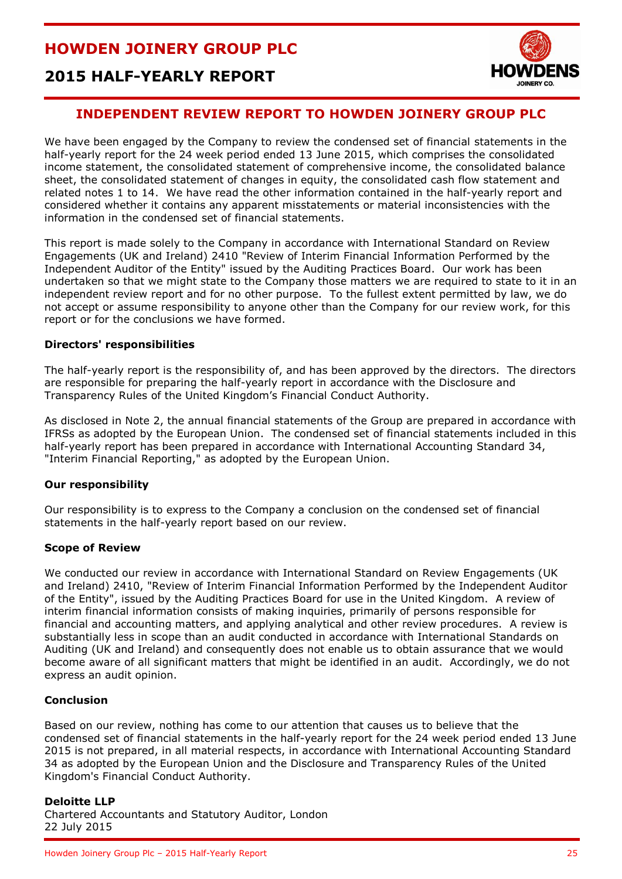# INDEPENDENT REVIEW REPORT TO HOWDEN JOINERY GROUP PLC

We have been engaged by the Company to review the condensed set of financial statements in the half-yearly report for the 24 week period ended 13 June 2015, which comprises the consolidated income statement, the consolidated statement of comprehensive income, the consolidated balance sheet, the consolidated statement of changes in equity, the consolidated cash flow statement and related notes 1 to 14. We have read the other information contained in the half-yearly report and considered whether it contains any apparent misstatements or material inconsistencies with the information in the condensed set of financial statements.

This report is made solely to the Company in accordance with International Standard on Review Engagements (UK and Ireland) 2410 "Review of Interim Financial Information Performed by the Independent Auditor of the Entity" issued by the Auditing Practices Board. Our work has been undertaken so that we might state to the Company those matters we are required to state to it in an independent review report and for no other purpose. To the fullest extent permitted by law, we do not accept or assume responsibility to anyone other than the Company for our review work, for this report or for the conclusions we have formed.

**Directors' responsibilities**

The half-yearly report is the responsibility of, and has been approved by the directors. The directors are responsible for preparing the half-yearly report in accordance with the Disclosure and Transparency Rules of the United Kingdom's Financial Conduct Authority.

As disclosed in Note 2, the annual financial statements of the Group are prepared in accordance with IFRSs as adopted by the European Union. The condensed set of financial statements included in this half-yearly report has been prepared in accordance with International Accounting Standard 34, "Interim Financial Reporting," as adopted by the European Union.

**Our responsibility**

Our responsibility is to express to the Company a conclusion on the condensed set of financial statements in the half-yearly report based on our review.

**Scope of Review**

We conducted our review in accordance with International Standard on Review Engagements (UK and Ireland) 2410, "Review of Interim Financial Information Performed by the Independent Auditor of the Entity", issued by the Auditing Practices Board for use in the United Kingdom. A review of interim financial information consists of making inquiries, primarily of persons responsible for financial and accounting matters, and applying analytical and other review procedures. A review is substantially less in scope than an audit conducted in accordance with International Standards on Auditing (UK and Ireland) and consequently does not enable us to obtain assurance that we would become aware of all significant matters that might be identified in an audit. Accordingly, we do not express an audit opinion.

**Conclusion**

Based on our review, nothing has come to our attention that causes us to believe that the condensed set of financial statements in the half-yearly report for the 24 week period ended 13 June 2015 is not prepared, in all material respects, in accordance with International Accounting Standard 34 as adopted by the European Union and the Disclosure and Transparency Rules of the United Kingdom's Financial Conduct Authority.

**Deloitte LLP**
Chartered Accountants and Statutory Auditor, London
22 July 2015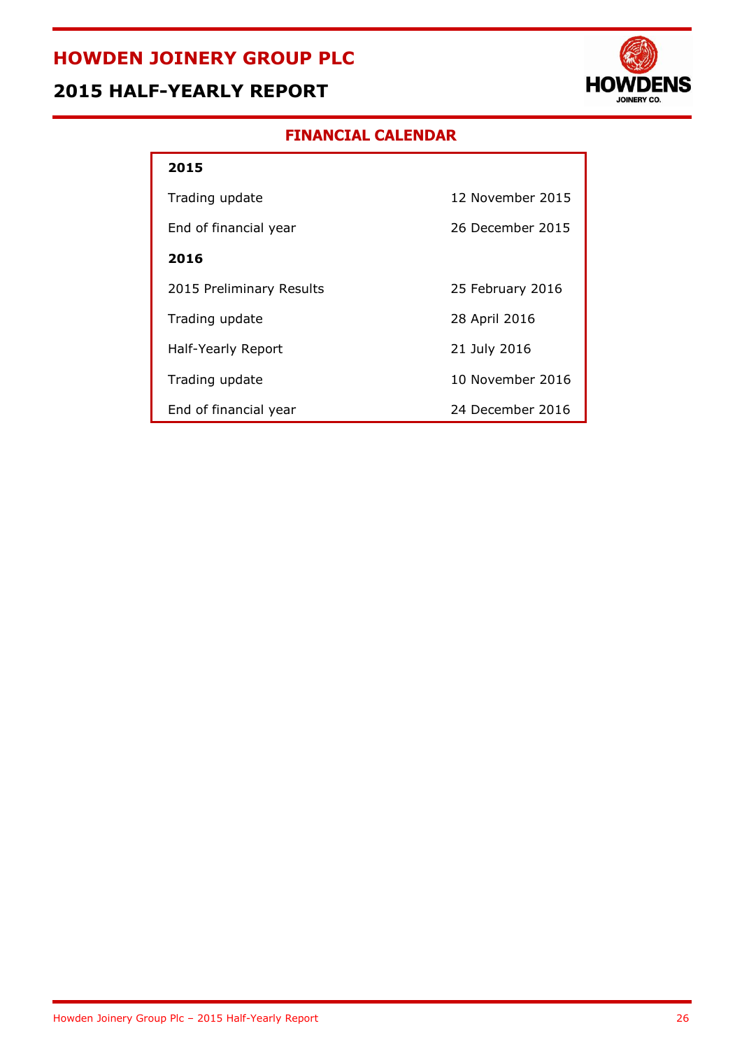## FINANCIAL CALENDAR

| | |
|---|---|
| **2015** | |
| Trading update | 12 November 2015 |
| End of financial year | 26 December 2015 |
| **2016** | |
| 2015 Preliminary Results | 25 February 2016 |
| Trading update | 28 April 2016 |
| Half-Yearly Report | 21 July 2016 |
| Trading update | 10 November 2016 |
| End of financial year | 24 December 2016 |